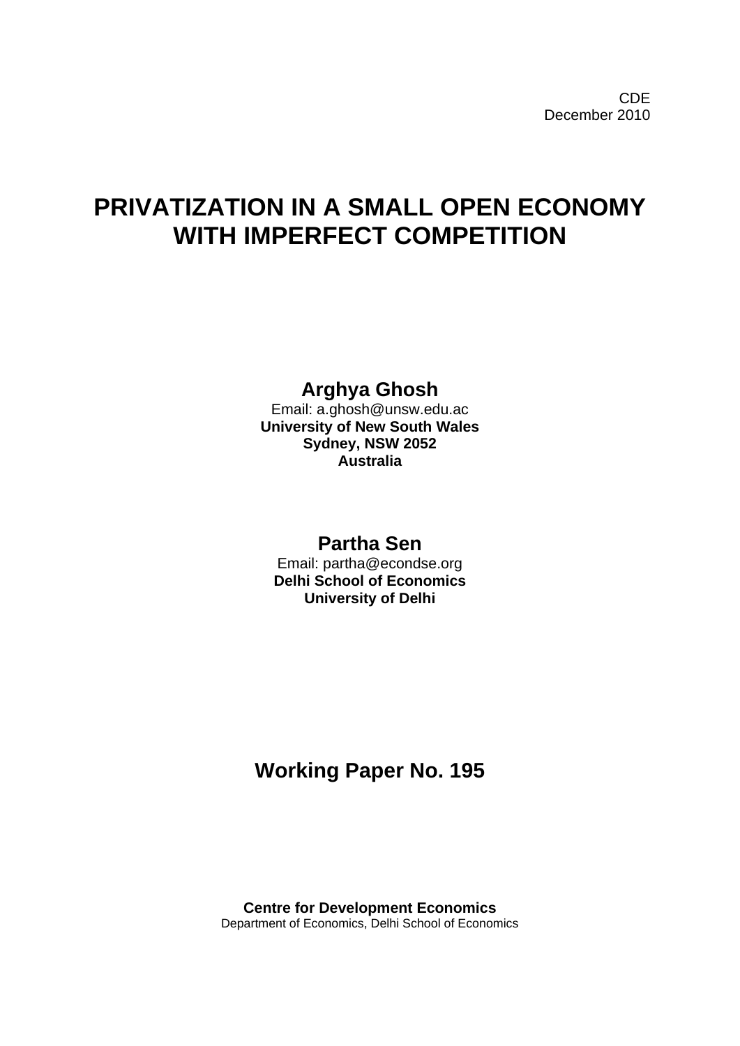CDE
December 2010

# PRIVATIZATION IN A SMALL OPEN ECONOMY WITH IMPERFECT COMPETITION

**Arghya Ghosh**
Email: a.ghosh@unsw.edu.ac
**University of New South Wales**
**Sydney, NSW 2052**
**Australia**

**Partha Sen**
Email: partha@econdse.org
**Delhi School of Economics**
**University of Delhi**

## Working Paper No. 195

**Centre for Development Economics**
Department of Economics, Delhi School of Economics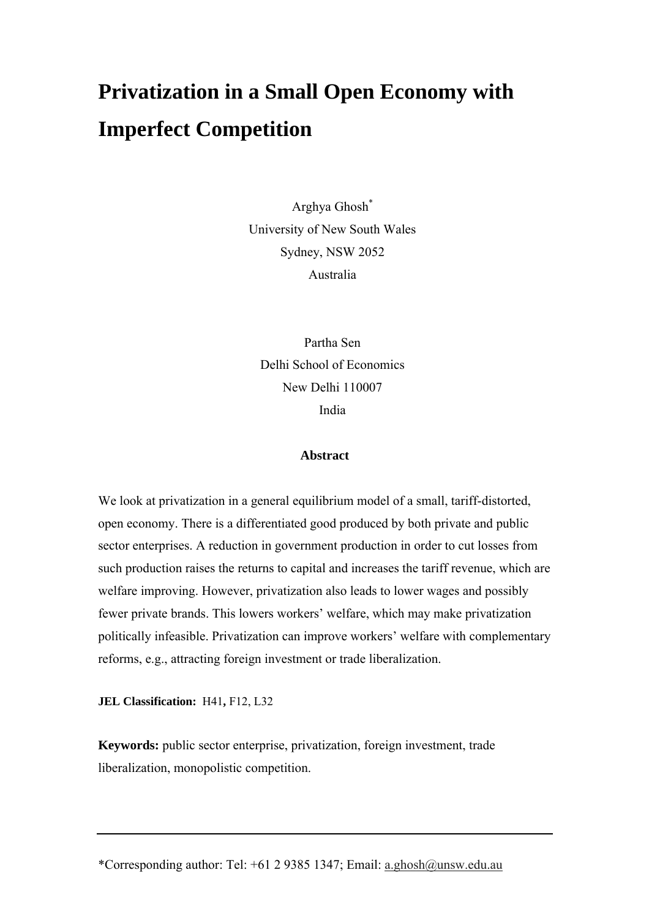# Privatization in a Small Open Economy with Imperfect Competition

Arghya Ghosh*
University of New South Wales
Sydney, NSW 2052
Australia

Partha Sen
Delhi School of Economics
New Delhi 110007
India

### Abstract

We look at privatization in a general equilibrium model of a small, tariff-distorted, open economy. There is a differentiated good produced by both private and public sector enterprises. A reduction in government production in order to cut losses from such production raises the returns to capital and increases the tariff revenue, which are welfare improving. However, privatization also leads to lower wages and possibly fewer private brands. This lowers workers' welfare, which may make privatization politically infeasible. Privatization can improve workers' welfare with complementary reforms, e.g., attracting foreign investment or trade liberalization.

**JEL Classification:** H41, F12, L32

**Keywords:** public sector enterprise, privatization, foreign investment, trade liberalization, monopolistic competition.

---

*Corresponding author: Tel: +61 2 9385 1347; Email: a.ghosh@unsw.edu.au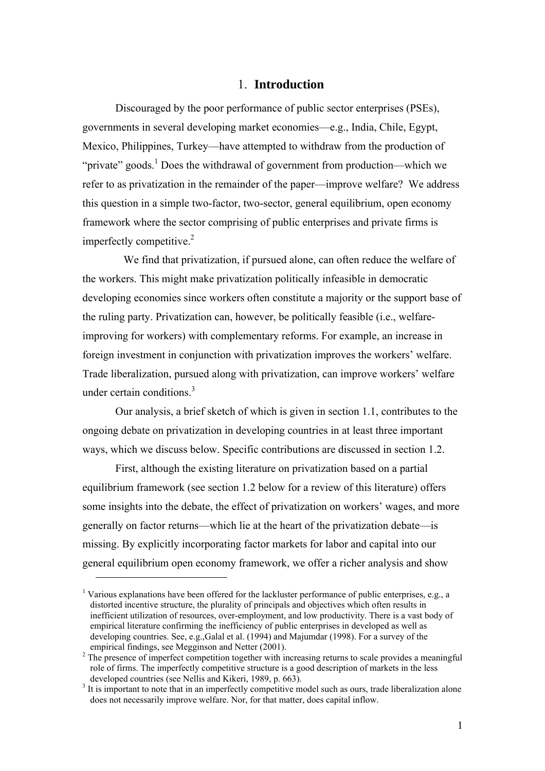# 1. **Introduction**

Discouraged by the poor performance of public sector enterprises (PSEs), governments in several developing market economies—e.g., India, Chile, Egypt, Mexico, Philippines, Turkey—have attempted to withdraw from the production of "private" goods.[1] Does the withdrawal of government from production—which we refer to as privatization in the remainder of the paper—improve welfare? We address this question in a simple two-factor, two-sector, general equilibrium, open economy framework where the sector comprising of public enterprises and private firms is imperfectly competitive.[2]

We find that privatization, if pursued alone, can often reduce the welfare of the workers. This might make privatization politically infeasible in democratic developing economies since workers often constitute a majority or the support base of the ruling party. Privatization can, however, be politically feasible (i.e., welfare-improving for workers) with complementary reforms. For example, an increase in foreign investment in conjunction with privatization improves the workers' welfare. Trade liberalization, pursued along with privatization, can improve workers' welfare under certain conditions.[3]

Our analysis, a brief sketch of which is given in section 1.1, contributes to the ongoing debate on privatization in developing countries in at least three important ways, which we discuss below. Specific contributions are discussed in section 1.2.

First, although the existing literature on privatization based on a partial equilibrium framework (see section 1.2 below for a review of this literature) offers some insights into the debate, the effect of privatization on workers' wages, and more generally on factor returns—which lie at the heart of the privatization debate—is missing. By explicitly incorporating factor markets for labor and capital into our general equilibrium open economy framework, we offer a richer analysis and show

---

[1] Various explanations have been offered for the lackluster performance of public enterprises, e.g., a distorted incentive structure, the plurality of principals and objectives which often results in inefficient utilization of resources, over-employment, and low productivity. There is a vast body of empirical literature confirming the inefficiency of public enterprises in developed as well as developing countries. See, e.g.,Galal et al. (1994) and Majumdar (1998). For a survey of the empirical findings, see Megginson and Netter (2001).

[2] The presence of imperfect competition together with increasing returns to scale provides a meaningful role of firms. The imperfectly competitive structure is a good description of markets in the less developed countries (see Nellis and Kikeri, 1989, p. 663).

[3] It is important to note that in an imperfectly competitive model such as ours, trade liberalization alone does not necessarily improve welfare. Nor, for that matter, does capital inflow.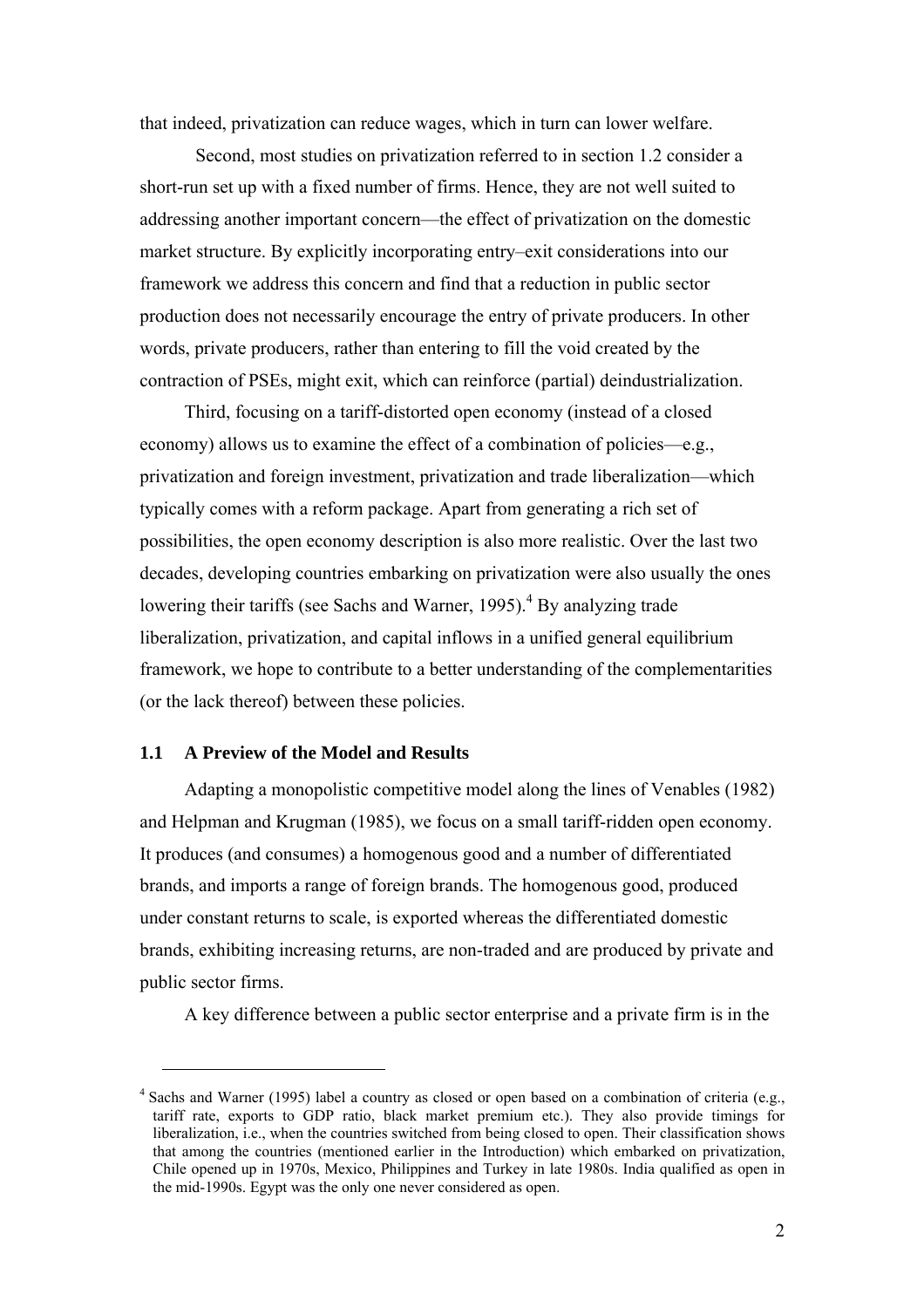that indeed, privatization can reduce wages, which in turn can lower welfare.

Second, most studies on privatization referred to in section 1.2 consider a short-run set up with a fixed number of firms. Hence, they are not well suited to addressing another important concern—the effect of privatization on the domestic market structure. By explicitly incorporating entry–exit considerations into our framework we address this concern and find that a reduction in public sector production does not necessarily encourage the entry of private producers. In other words, private producers, rather than entering to fill the void created by the contraction of PSEs, might exit, which can reinforce (partial) deindustrialization.

Third, focusing on a tariff-distorted open economy (instead of a closed economy) allows us to examine the effect of a combination of policies—e.g., privatization and foreign investment, privatization and trade liberalization—which typically comes with a reform package. Apart from generating a rich set of possibilities, the open economy description is also more realistic. Over the last two decades, developing countries embarking on privatization were also usually the ones lowering their tariffs (see Sachs and Warner, 1995).[4] By analyzing trade liberalization, privatization, and capital inflows in a unified general equilibrium framework, we hope to contribute to a better understanding of the complementarities (or the lack thereof) between these policies.

### 1.1 A Preview of the Model and Results

Adapting a monopolistic competitive model along the lines of Venables (1982) and Helpman and Krugman (1985), we focus on a small tariff-ridden open economy. It produces (and consumes) a homogenous good and a number of differentiated brands, and imports a range of foreign brands. The homogenous good, produced under constant returns to scale, is exported whereas the differentiated domestic brands, exhibiting increasing returns, are non-traded and are produced by private and public sector firms.

A key difference between a public sector enterprise and a private firm is in the

[4] Sachs and Warner (1995) label a country as closed or open based on a combination of criteria (e.g., tariff rate, exports to GDP ratio, black market premium etc.). They also provide timings for liberalization, i.e., when the countries switched from being closed to open. Their classification shows that among the countries (mentioned earlier in the Introduction) which embarked on privatization, Chile opened up in 1970s, Mexico, Philippines and Turkey in late 1980s. India qualified as open in the mid-1990s. Egypt was the only one never considered as open.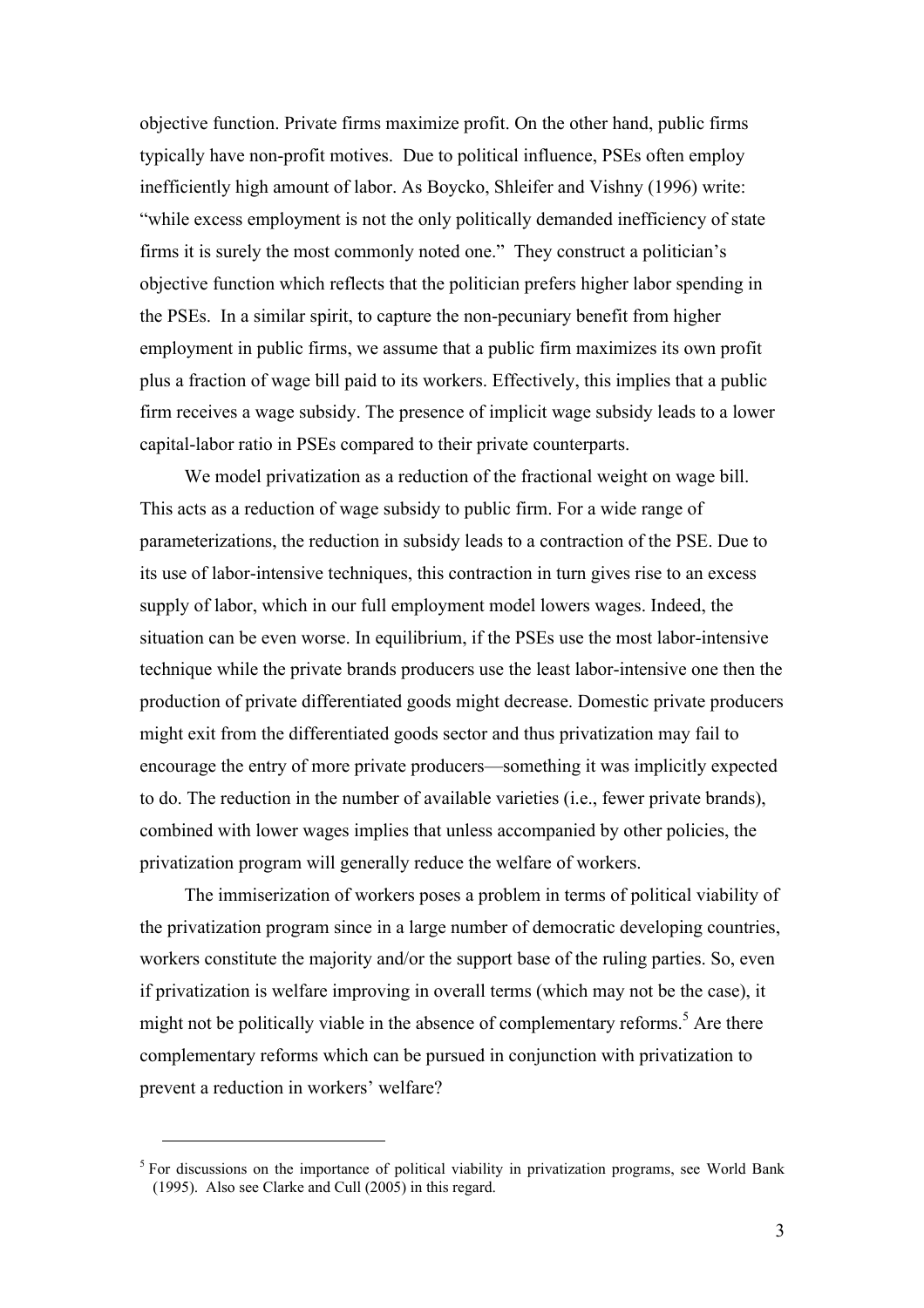objective function. Private firms maximize profit. On the other hand, public firms typically have non-profit motives. Due to political influence, PSEs often employ inefficiently high amount of labor. As Boycko, Shleifer and Vishny (1996) write: "while excess employment is not the only politically demanded inefficiency of state firms it is surely the most commonly noted one." They construct a politician's objective function which reflects that the politician prefers higher labor spending in the PSEs. In a similar spirit, to capture the non-pecuniary benefit from higher employment in public firms, we assume that a public firm maximizes its own profit plus a fraction of wage bill paid to its workers. Effectively, this implies that a public firm receives a wage subsidy. The presence of implicit wage subsidy leads to a lower capital-labor ratio in PSEs compared to their private counterparts.

We model privatization as a reduction of the fractional weight on wage bill. This acts as a reduction of wage subsidy to public firm. For a wide range of parameterizations, the reduction in subsidy leads to a contraction of the PSE. Due to its use of labor-intensive techniques, this contraction in turn gives rise to an excess supply of labor, which in our full employment model lowers wages. Indeed, the situation can be even worse. In equilibrium, if the PSEs use the most labor-intensive technique while the private brands producers use the least labor-intensive one then the production of private differentiated goods might decrease. Domestic private producers might exit from the differentiated goods sector and thus privatization may fail to encourage the entry of more private producers—something it was implicitly expected to do. The reduction in the number of available varieties (i.e., fewer private brands), combined with lower wages implies that unless accompanied by other policies, the privatization program will generally reduce the welfare of workers.

The immiserization of workers poses a problem in terms of political viability of the privatization program since in a large number of democratic developing countries, workers constitute the majority and/or the support base of the ruling parties. So, even if privatization is welfare improving in overall terms (which may not be the case), it might not be politically viable in the absence of complementary reforms.[5] Are there complementary reforms which can be pursued in conjunction with privatization to prevent a reduction in workers' welfare?

---

[5] For discussions on the importance of political viability in privatization programs, see World Bank (1995). Also see Clarke and Cull (2005) in this regard.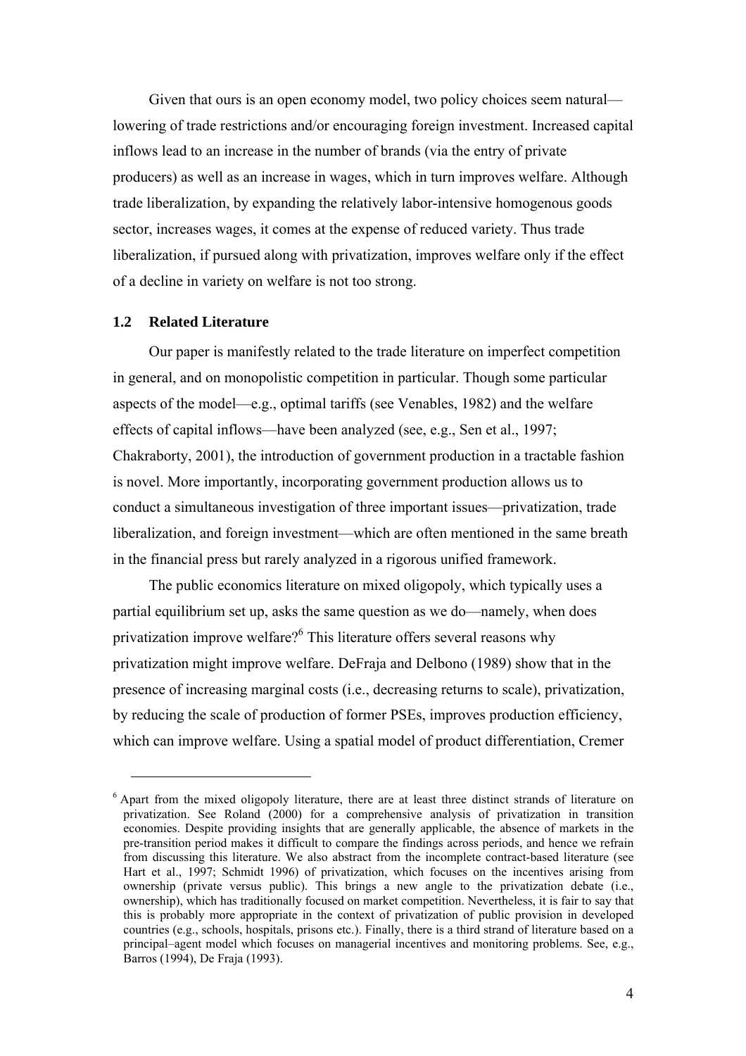Given that ours is an open economy model, two policy choices seem natural—lowering of trade restrictions and/or encouraging foreign investment. Increased capital inflows lead to an increase in the number of brands (via the entry of private producers) as well as an increase in wages, which in turn improves welfare. Although trade liberalization, by expanding the relatively labor-intensive homogenous goods sector, increases wages, it comes at the expense of reduced variety. Thus trade liberalization, if pursued along with privatization, improves welfare only if the effect of a decline in variety on welfare is not too strong.

### 1.2 Related Literature

Our paper is manifestly related to the trade literature on imperfect competition in general, and on monopolistic competition in particular. Though some particular aspects of the model—e.g., optimal tariffs (see Venables, 1982) and the welfare effects of capital inflows—have been analyzed (see, e.g., Sen et al., 1997; Chakraborty, 2001), the introduction of government production in a tractable fashion is novel. More importantly, incorporating government production allows us to conduct a simultaneous investigation of three important issues—privatization, trade liberalization, and foreign investment—which are often mentioned in the same breath in the financial press but rarely analyzed in a rigorous unified framework.

The public economics literature on mixed oligopoly, which typically uses a partial equilibrium set up, asks the same question as we do—namely, when does privatization improve welfare?[6] This literature offers several reasons why privatization might improve welfare. DeFraja and Delbono (1989) show that in the presence of increasing marginal costs (i.e., decreasing returns to scale), privatization, by reducing the scale of production of former PSEs, improves production efficiency, which can improve welfare. Using a spatial model of product differentiation, Cremer

---

[6] Apart from the mixed oligopoly literature, there are at least three distinct strands of literature on privatization. See Roland (2000) for a comprehensive analysis of privatization in transition economies. Despite providing insights that are generally applicable, the absence of markets in the pre-transition period makes it difficult to compare the findings across periods, and hence we refrain from discussing this literature. We also abstract from the incomplete contract-based literature (see Hart et al., 1997; Schmidt 1996) of privatization, which focuses on the incentives arising from ownership (private versus public). This brings a new angle to the privatization debate (i.e., ownership), which has traditionally focused on market competition. Nevertheless, it is fair to say that this is probably more appropriate in the context of privatization of public provision in developed countries (e.g., schools, hospitals, prisons etc.). Finally, there is a third strand of literature based on a principal–agent model which focuses on managerial incentives and monitoring problems. See, e.g., Barros (1994), De Fraja (1993).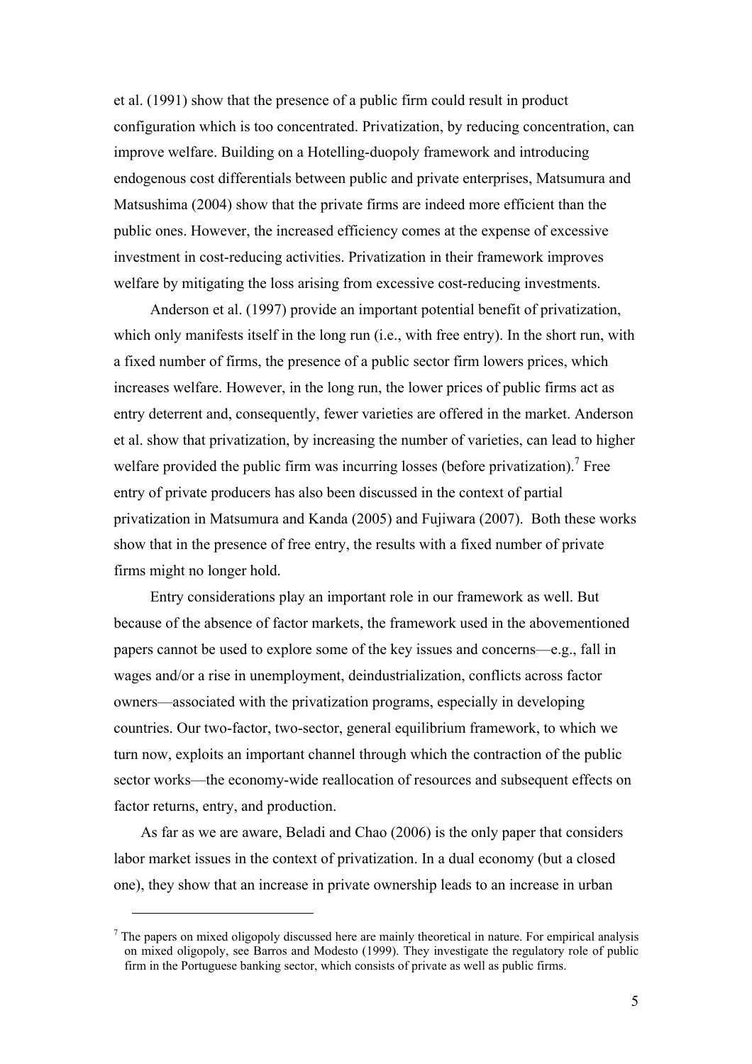et al. (1991) show that the presence of a public firm could result in product configuration which is too concentrated. Privatization, by reducing concentration, can improve welfare. Building on a Hotelling-duopoly framework and introducing endogenous cost differentials between public and private enterprises, Matsumura and Matsushima (2004) show that the private firms are indeed more efficient than the public ones. However, the increased efficiency comes at the expense of excessive investment in cost-reducing activities. Privatization in their framework improves welfare by mitigating the loss arising from excessive cost-reducing investments.

Anderson et al. (1997) provide an important potential benefit of privatization, which only manifests itself in the long run (i.e., with free entry). In the short run, with a fixed number of firms, the presence of a public sector firm lowers prices, which increases welfare. However, in the long run, the lower prices of public firms act as entry deterrent and, consequently, fewer varieties are offered in the market. Anderson et al. show that privatization, by increasing the number of varieties, can lead to higher welfare provided the public firm was incurring losses (before privatization).[7] Free entry of private producers has also been discussed in the context of partial privatization in Matsumura and Kanda (2005) and Fujiwara (2007). Both these works show that in the presence of free entry, the results with a fixed number of private firms might no longer hold.

Entry considerations play an important role in our framework as well. But because of the absence of factor markets, the framework used in the abovementioned papers cannot be used to explore some of the key issues and concerns—e.g., fall in wages and/or a rise in unemployment, deindustrialization, conflicts across factor owners—associated with the privatization programs, especially in developing countries. Our two-factor, two-sector, general equilibrium framework, to which we turn now, exploits an important channel through which the contraction of the public sector works—the economy-wide reallocation of resources and subsequent effects on factor returns, entry, and production.

As far as we are aware, Beladi and Chao (2006) is the only paper that considers labor market issues in the context of privatization. In a dual economy (but a closed one), they show that an increase in private ownership leads to an increase in urban

[7] The papers on mixed oligopoly discussed here are mainly theoretical in nature. For empirical analysis on mixed oligopoly, see Barros and Modesto (1999). They investigate the regulatory role of public firm in the Portuguese banking sector, which consists of private as well as public firms.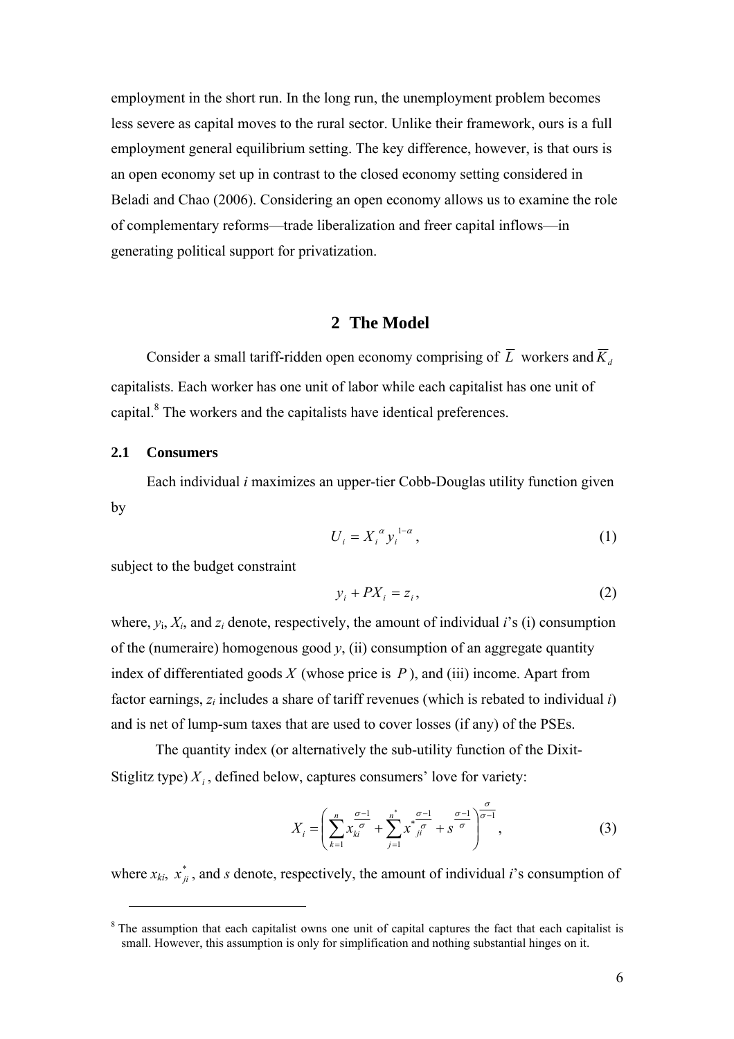employment in the short run. In the long run, the unemployment problem becomes less severe as capital moves to the rural sector. Unlike their framework, ours is a full employment general equilibrium setting. The key difference, however, is that ours is an open economy set up in contrast to the closed economy setting considered in Beladi and Chao (2006). Considering an open economy allows us to examine the role of complementary reforms—trade liberalization and freer capital inflows—in generating political support for privatization.

## 2 The Model

Consider a small tariff-ridden open economy comprising of $\overline{L}$ workers and $\overline{K}_d$ capitalists. Each worker has one unit of labor while each capitalist has one unit of capital.[8] The workers and the capitalists have identical preferences.

### 2.1 Consumers

Each individual *i* maximizes an upper-tier Cobb-Douglas utility function given by

$$U_i = X_i^{\alpha} y_i^{1-\alpha}, \tag{1}$$

subject to the budget constraint

$$y_i + PX_i = z_i, \tag{2}$$

where, $y_i$, $X_i$, and $z_i$ denote, respectively, the amount of individual *i*'s (i) consumption of the (numeraire) homogenous good *y*, (ii) consumption of an aggregate quantity index of differentiated goods $X$ (whose price is $P$), and (iii) income. Apart from factor earnings, $z_i$ includes a share of tariff revenues (which is rebated to individual *i*) and is net of lump-sum taxes that are used to cover losses (if any) of the PSEs.

The quantity index (or alternatively the sub-utility function of the Dixit-Stiglitz type) $X_i$, defined below, captures consumers' love for variety:

$$X_i = \left( \sum_{k=1}^{n} x_{ki}^{\frac{\sigma-1}{\sigma}} + \sum_{j=1}^{n^*} x_{ji}^{*\frac{\sigma-1}{\sigma}} + s^{\frac{\sigma-1}{\sigma}} \right)^{\frac{\sigma}{\sigma-1}}, \tag{3}$$

where $x_{ki}$, $x_{ji}^*$, and *s* denote, respectively, the amount of individual *i*'s consumption of

[8] The assumption that each capitalist owns one unit of capital captures the fact that each capitalist is small. However, this assumption is only for simplification and nothing substantial hinges on it.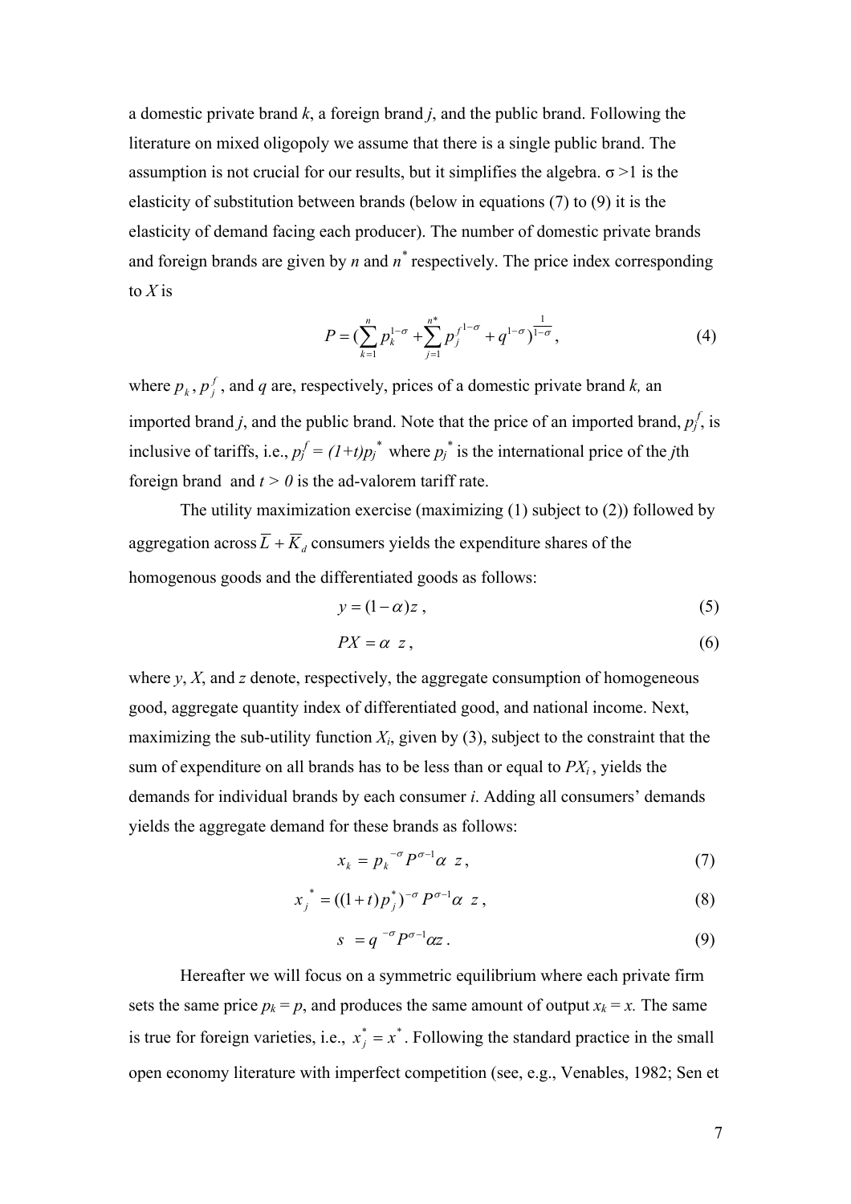a domestic private brand *k*, a foreign brand *j*, and the public brand. Following the literature on mixed oligopoly we assume that there is a single public brand. The assumption is not crucial for our results, but it simplifies the algebra. $\sigma > 1$ is the elasticity of substitution between brands (below in equations (7) to (9) it is the elasticity of demand facing each producer). The number of domestic private brands and foreign brands are given by $n$ and $n^*$ respectively. The price index corresponding to $X$ is

$$P = \left(\sum_{k=1}^{n} p_k^{1-\sigma} + \sum_{j=1}^{n^*} {p_j^f}^{1-\sigma} + q^{1-\sigma}\right)^{\frac{1}{1-\sigma}}, \tag{4}$$

where $p_k$, $p_j^f$, and $q$ are, respectively, prices of a domestic private brand $k$, an imported brand $j$, and the public brand. Note that the price of an imported brand, $p_j^f$, is inclusive of tariffs, i.e., $p_j^f = (1+t)p_j^*$ where $p_j^*$ is the international price of the $j$th foreign brand and $t > 0$ is the ad-valorem tariff rate.

The utility maximization exercise (maximizing (1) subject to (2)) followed by aggregation across $\overline{L} + \overline{K}_d$ consumers yields the expenditure shares of the homogenous goods and the differentiated goods as follows:

$$y = (1-\alpha)z, \tag{5}$$

$$PX = \alpha \; z, \tag{6}$$

where $y$, $X$, and $z$ denote, respectively, the aggregate consumption of homogeneous good, aggregate quantity index of differentiated good, and national income. Next, maximizing the sub-utility function $X_i$, given by (3), subject to the constraint that the sum of expenditure on all brands has to be less than or equal to $PX_i$, yields the demands for individual brands by each consumer $i$. Adding all consumers' demands yields the aggregate demand for these brands as follows:

$$x_k = p_k^{-\sigma} P^{\sigma-1} \alpha \; z, \tag{7}$$

$$x_j^* = ((1+t)p_j^*)^{-\sigma} P^{\sigma-1} \alpha \; z, \tag{8}$$

$$s = q^{-\sigma} P^{\sigma-1} \alpha z. \tag{9}$$

Hereafter we will focus on a symmetric equilibrium where each private firm sets the same price $p_k = p$, and produces the same amount of output $x_k = x$. The same is true for foreign varieties, i.e., $x_j^* = x^*$. Following the standard practice in the small open economy literature with imperfect competition (see, e.g., Venables, 1982; Sen et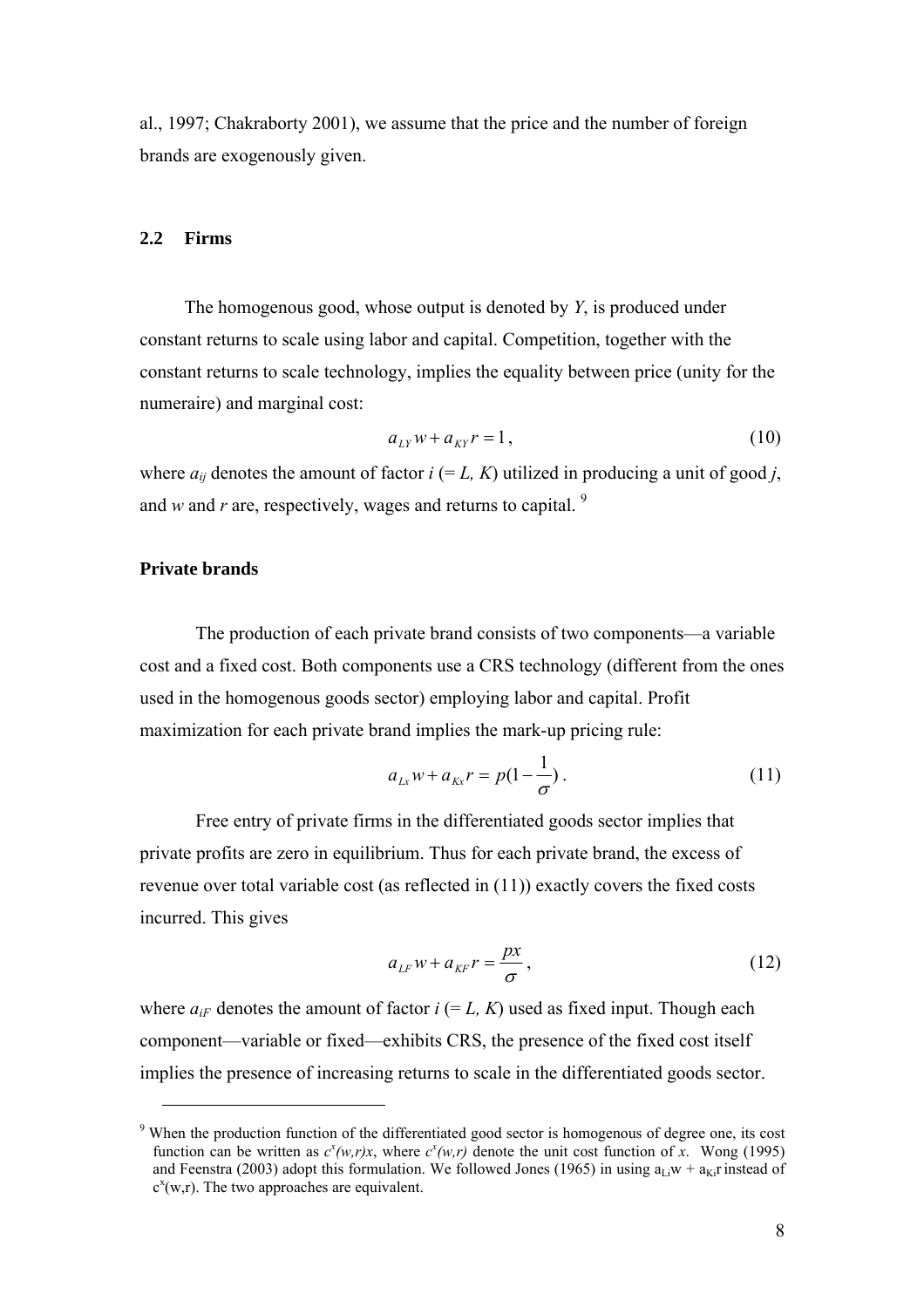al., 1997; Chakraborty 2001), we assume that the price and the number of foreign brands are exogenously given.

### 2.2 Firms

The homogenous good, whose output is denoted by $Y$, is produced under constant returns to scale using labor and capital. Competition, together with the constant returns to scale technology, implies the equality between price (unity for the numeraire) and marginal cost:

$$a_{LY} w + a_{KY} r = 1, \tag{10}$$

where $a_{ij}$ denotes the amount of factor $i$ (= $L, K$) utilized in producing a unit of good $j$, and $w$ and $r$ are, respectively, wages and returns to capital. [9]

**Private brands**

The production of each private brand consists of two components—a variable cost and a fixed cost. Both components use a CRS technology (different from the ones used in the homogenous goods sector) employing labor and capital. Profit maximization for each private brand implies the mark-up pricing rule:

$$a_{Lx} w + a_{Kx} r = p(1 - \frac{1}{\sigma}). \tag{11}$$

Free entry of private firms in the differentiated goods sector implies that private profits are zero in equilibrium. Thus for each private brand, the excess of revenue over total variable cost (as reflected in (11)) exactly covers the fixed costs incurred. This gives

$$a_{LF} w + a_{KF} r = \frac{px}{\sigma}, \tag{12}$$

where $a_{iF}$ denotes the amount of factor $i$ (= $L, K$) used as fixed input. Though each component—variable or fixed—exhibits CRS, the presence of the fixed cost itself implies the presence of increasing returns to scale in the differentiated goods sector.

---

[9] When the production function of the differentiated good sector is homogenous of degree one, its cost function can be written as $c^x(w,r)x$, where $c^x(w,r)$ denote the unit cost function of $x$. Wong (1995) and Feenstra (2003) adopt this formulation. We followed Jones (1965) in using $a_{Li}w + a_{Ki}r$ instead of $c^x(w,r)$. The two approaches are equivalent.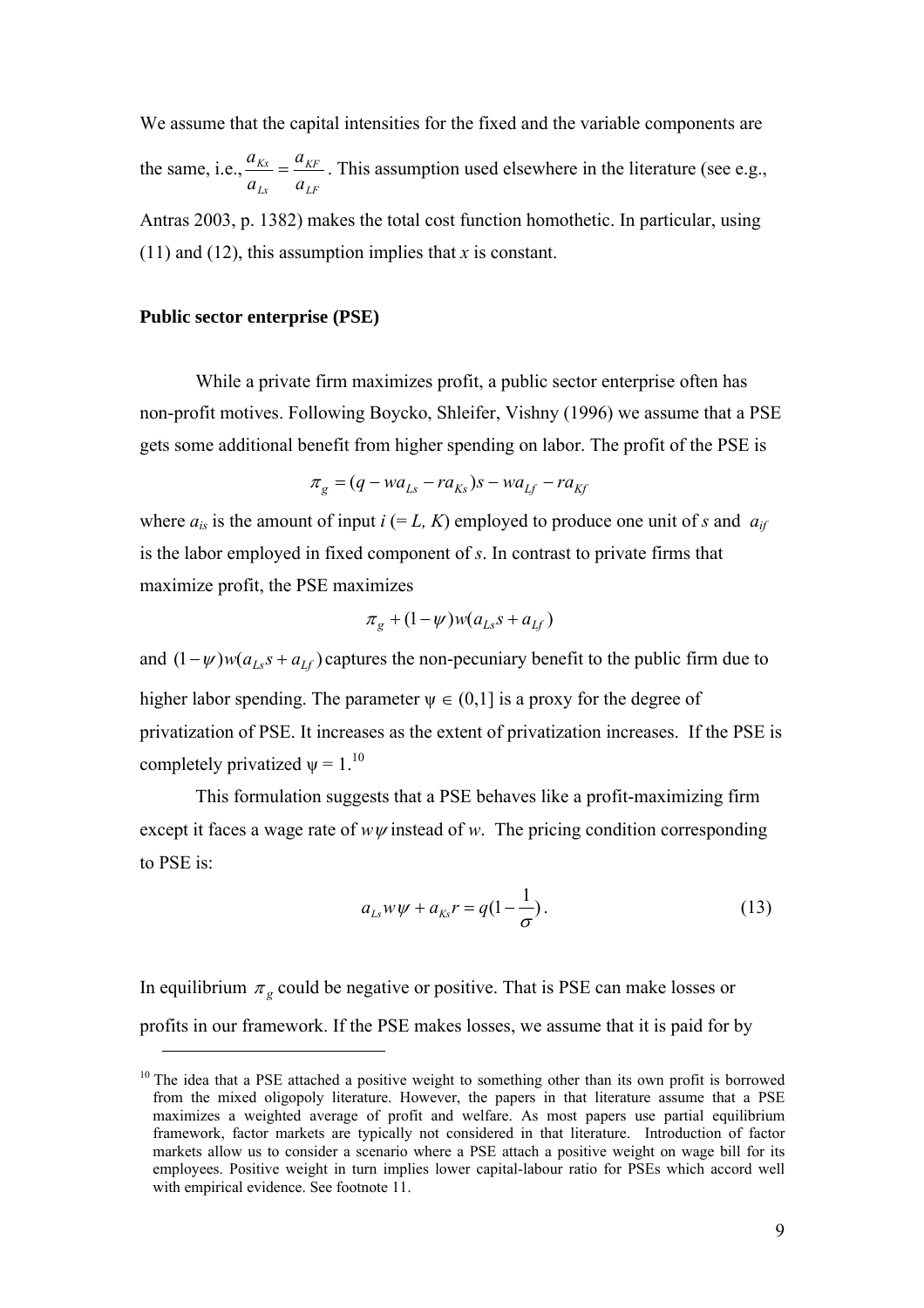We assume that the capital intensities for the fixed and the variable components are the same, i.e., $\frac{a_{Kx}}{a_{Lx}} = \frac{a_{KF}}{a_{LF}}$. This assumption used elsewhere in the literature (see e.g., Antras 2003, p. 1382) makes the total cost function homothetic. In particular, using (11) and (12), this assumption implies that $x$ is constant.

**Public sector enterprise (PSE)**

While a private firm maximizes profit, a public sector enterprise often has non-profit motives. Following Boycko, Shleifer, Vishny (1996) we assume that a PSE gets some additional benefit from higher spending on labor. The profit of the PSE is

$$\pi_g = (q - wa_{Ls} - ra_{Ks})s - wa_{Lf} - ra_{Kf}$$

where $a_{is}$ is the amount of input $i$ (= $L$, $K$) employed to produce one unit of $s$ and $a_{if}$ is the labor employed in fixed component of $s$. In contrast to private firms that maximize profit, the PSE maximizes

$$\pi_g + (1-\psi)w(a_{Ls}s + a_{Lf})$$

and $(1-\psi)w(a_{Ls}s + a_{Lf})$ captures the non-pecuniary benefit to the public firm due to higher labor spending. The parameter $\psi \in (0,1]$ is a proxy for the degree of privatization of PSE. It increases as the extent of privatization increases. If the PSE is completely privatized $\psi = 1$.[10]

This formulation suggests that a PSE behaves like a profit-maximizing firm except it faces a wage rate of $w\psi$ instead of $w$. The pricing condition corresponding to PSE is:

$$a_{Ls}w\psi + a_{Ks}r = q(1 - \frac{1}{\sigma}). \tag{13}$$

In equilibrium $\pi_g$ could be negative or positive. That is PSE can make losses or profits in our framework. If the PSE makes losses, we assume that it is paid for by

[10] The idea that a PSE attached a positive weight to something other than its own profit is borrowed from the mixed oligopoly literature. However, the papers in that literature assume that a PSE maximizes a weighted average of profit and welfare. As most papers use partial equilibrium framework, factor markets are typically not considered in that literature. Introduction of factor markets allow us to consider a scenario where a PSE attach a positive weight on wage bill for its employees. Positive weight in turn implies lower capital-labour ratio for PSEs which accord well with empirical evidence. See footnote 11.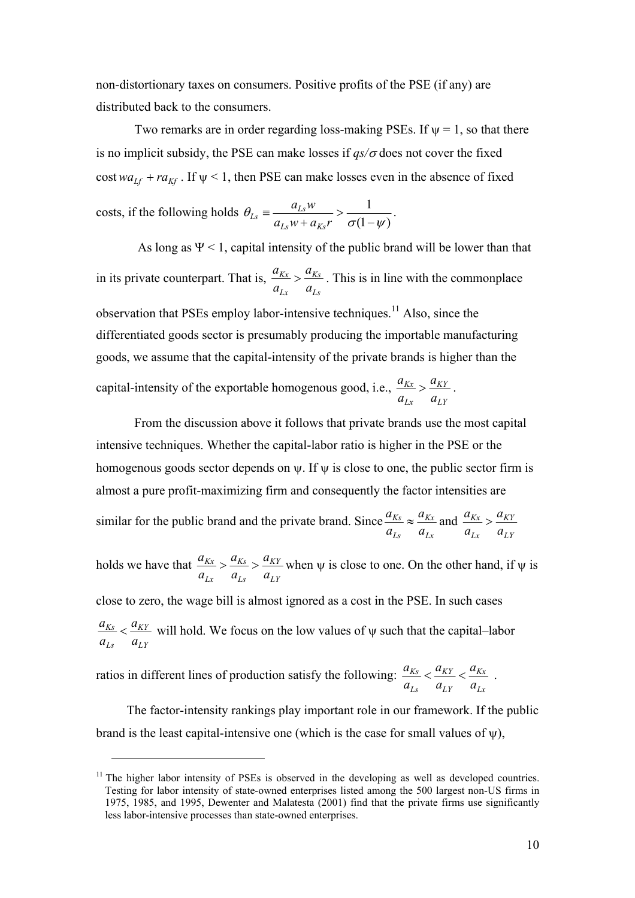non-distortionary taxes on consumers. Positive profits of the PSE (if any) are distributed back to the consumers.

Two remarks are in order regarding loss-making PSEs. If $\psi = 1$, so that there is no implicit subsidy, the PSE can make losses if $qs/\sigma$ does not cover the fixed cost $wa_{Lf} + ra_{Kf}$. If $\psi < 1$, then PSE can make losses even in the absence of fixed costs, if the following holds $\theta_{Ls} \equiv \dfrac{a_{Ls}w}{a_{Ls}w + a_{Ks}r} > \dfrac{1}{\sigma(1-\psi)}$.

As long as $\Psi < 1$, capital intensity of the public brand will be lower than that in its private counterpart. That is, $\dfrac{a_{Kx}}{a_{Lx}} > \dfrac{a_{Ks}}{a_{Ls}}$. This is in line with the commonplace observation that PSEs employ labor-intensive techniques.[11] Also, since the differentiated goods sector is presumably producing the importable manufacturing goods, we assume that the capital-intensity of the private brands is higher than the capital-intensity of the exportable homogenous good, i.e., $\dfrac{a_{Kx}}{a_{Lx}} > \dfrac{a_{KY}}{a_{LY}}$.

From the discussion above it follows that private brands use the most capital intensive techniques. Whether the capital-labor ratio is higher in the PSE or the homogenous goods sector depends on $\psi$. If $\psi$ is close to one, the public sector firm is almost a pure profit-maximizing firm and consequently the factor intensities are similar for the public brand and the private brand. Since $\dfrac{a_{Ks}}{a_{Ls}} \approx \dfrac{a_{Kx}}{a_{Lx}}$ and $\dfrac{a_{Kx}}{a_{Lx}} > \dfrac{a_{KY}}{a_{LY}}$ holds we have that $\dfrac{a_{Kx}}{a_{Lx}} > \dfrac{a_{Ks}}{a_{Ls}} > \dfrac{a_{KY}}{a_{LY}}$ when $\psi$ is close to one. On the other hand, if $\psi$ is close to zero, the wage bill is almost ignored as a cost in the PSE. In such cases $\dfrac{a_{Ks}}{a_{Ls}} < \dfrac{a_{KY}}{a_{LY}}$ will hold. We focus on the low values of $\psi$ such that the capital–labor ratios in different lines of production satisfy the following: $\dfrac{a_{Ks}}{a_{Ls}} < \dfrac{a_{KY}}{a_{LY}} < \dfrac{a_{Kx}}{a_{Lx}}$.

The factor-intensity rankings play important role in our framework. If the public brand is the least capital-intensive one (which is the case for small values of $\psi$),

[11] The higher labor intensity of PSEs is observed in the developing as well as developed countries. Testing for labor intensity of state-owned enterprises listed among the 500 largest non-US firms in 1975, 1985, and 1995, Dewenter and Malatesta (2001) find that the private firms use significantly less labor-intensive processes than state-owned enterprises.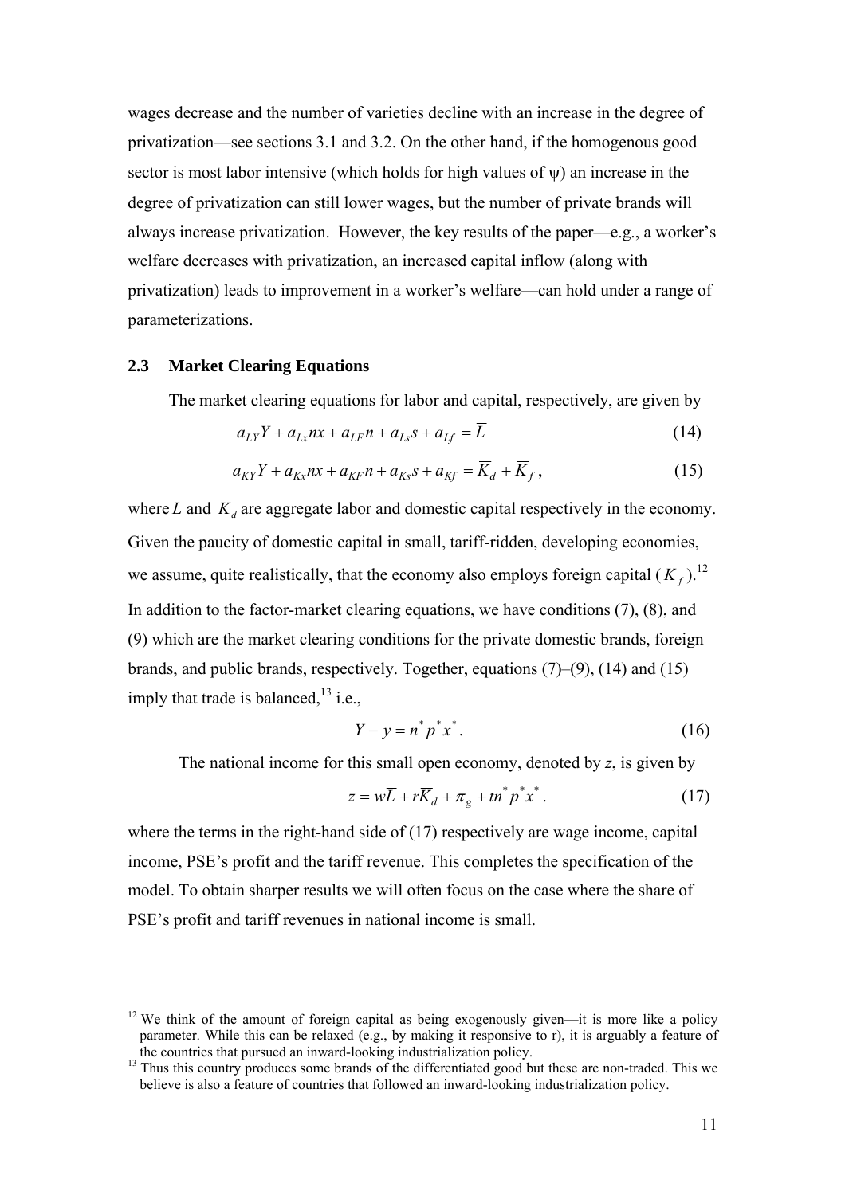wages decrease and the number of varieties decline with an increase in the degree of privatization—see sections 3.1 and 3.2. On the other hand, if the homogenous good sector is most labor intensive (which holds for high values of $\psi$) an increase in the degree of privatization can still lower wages, but the number of private brands will always increase privatization. However, the key results of the paper—e.g., a worker's welfare decreases with privatization, an increased capital inflow (along with privatization) leads to improvement in a worker's welfare—can hold under a range of parameterizations.

## 2.3 Market Clearing Equations

The market clearing equations for labor and capital, respectively, are given by

$$a_{LY}Y + a_{Lx}nx + a_{LF}n + a_{Ls}s + a_{Lf} = \overline{L} \tag{14}$$

$$a_{KY}Y + a_{Kx}nx + a_{KF}n + a_{Ks}s + a_{Kf} = \overline{K}_d + \overline{K}_f, \tag{15}$$

where $\overline{L}$ and $\overline{K}_d$ are aggregate labor and domestic capital respectively in the economy. Given the paucity of domestic capital in small, tariff-ridden, developing economies, we assume, quite realistically, that the economy also employs foreign capital ($\overline{K}_f$).[12] In addition to the factor-market clearing equations, we have conditions (7), (8), and (9) which are the market clearing conditions for the private domestic brands, foreign brands, and public brands, respectively. Together, equations (7)–(9), (14) and (15) imply that trade is balanced,[13] i.e.,

$$Y - y = n^* p^* x^*. \tag{16}$$

The national income for this small open economy, denoted by $z$, is given by

$$z = w\overline{L} + r\overline{K}_d + \pi_g + tn^* p^* x^*. \tag{17}$$

where the terms in the right-hand side of (17) respectively are wage income, capital income, PSE's profit and the tariff revenue. This completes the specification of the model. To obtain sharper results we will often focus on the case where the share of PSE's profit and tariff revenues in national income is small.

---

[12] We think of the amount of foreign capital as being exogenously given—it is more like a policy parameter. While this can be relaxed (e.g., by making it responsive to r), it is arguably a feature of the countries that pursued an inward-looking industrialization policy.

[13] Thus this country produces some brands of the differentiated good but these are non-traded. This we believe is also a feature of countries that followed an inward-looking industrialization policy.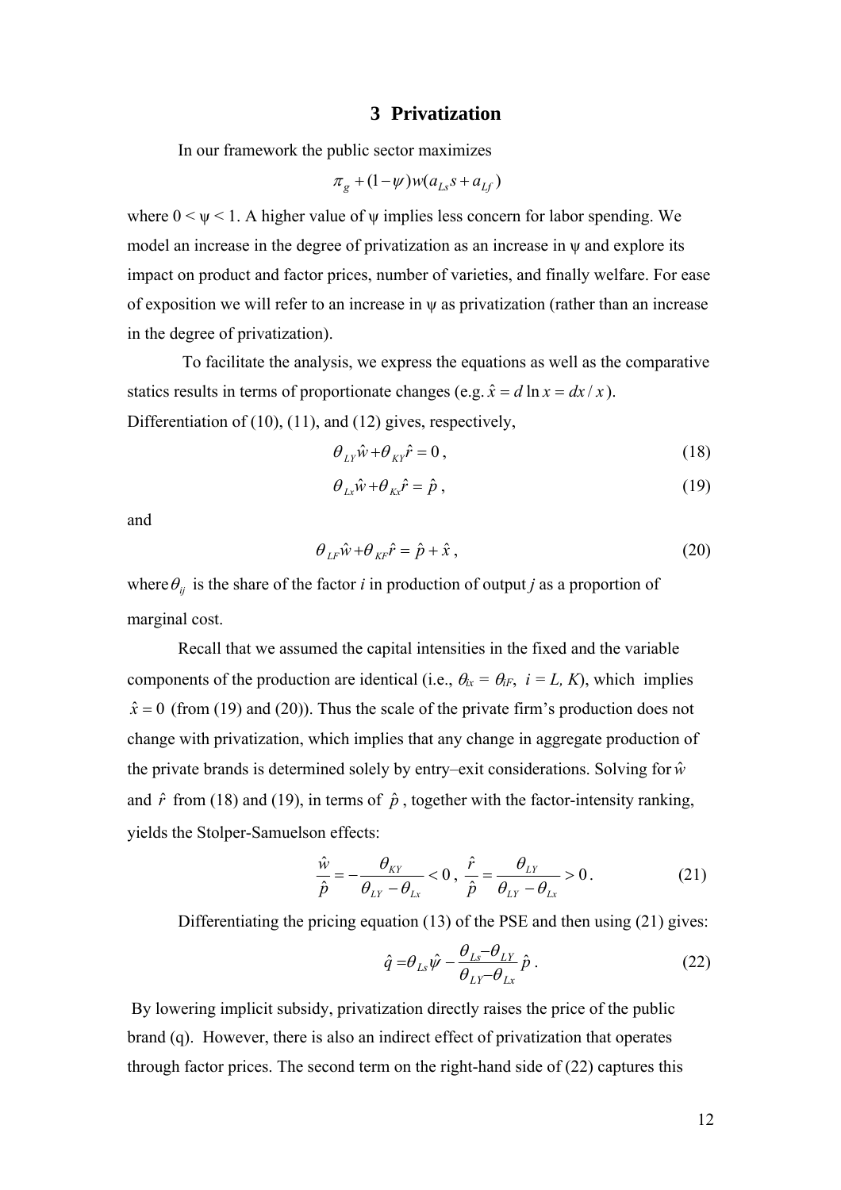## 3 Privatization

In our framework the public sector maximizes

$$\pi_g + (1-\psi)w(a_{Ls}s + a_{Lf})$$

where $0 < \psi < 1$. A higher value of $\psi$ implies less concern for labor spending. We model an increase in the degree of privatization as an increase in $\psi$ and explore its impact on product and factor prices, number of varieties, and finally welfare. For ease of exposition we will refer to an increase in $\psi$ as privatization (rather than an increase in the degree of privatization).

To facilitate the analysis, we express the equations as well as the comparative statics results in terms of proportionate changes (e.g. $\hat{x} = d\ln x = dx/x$). Differentiation of (10), (11), and (12) gives, respectively,

$$\theta_{LY}\hat{w} + \theta_{KY}\hat{r} = 0\,, \tag{18}$$

$$\theta_{Lx}\hat{w} + \theta_{Kx}\hat{r} = \hat{p}\,, \tag{19}$$

and

$$\theta_{LF}\hat{w} + \theta_{KF}\hat{r} = \hat{p} + \hat{x}\,, \tag{20}$$

where $\theta_{ij}$ is the share of the factor *i* in production of output *j* as a proportion of marginal cost.

Recall that we assumed the capital intensities in the fixed and the variable components of the production are identical (i.e., $\theta_{ix} = \theta_{iF}$, $i = L, K$), which implies $\hat{x} = 0$ (from (19) and (20)). Thus the scale of the private firm's production does not change with privatization, which implies that any change in aggregate production of the private brands is determined solely by entry–exit considerations. Solving for $\hat{w}$ and $\hat{r}$ from (18) and (19), in terms of $\hat{p}$, together with the factor-intensity ranking, yields the Stolper-Samuelson effects:

$$\frac{\hat{w}}{\hat{p}} = -\frac{\theta_{KY}}{\theta_{LY} - \theta_{Lx}} < 0\,,\ \frac{\hat{r}}{\hat{p}} = \frac{\theta_{LY}}{\theta_{LY} - \theta_{Lx}} > 0\,. \tag{21}$$

Differentiating the pricing equation (13) of the PSE and then using (21) gives:

$$\hat{q} = \theta_{Ls}\hat{\psi} - \frac{\theta_{Ls} - \theta_{LY}}{\theta_{LY} - \theta_{Lx}}\hat{p}\,. \tag{22}$$

By lowering implicit subsidy, privatization directly raises the price of the public brand (q). However, there is also an indirect effect of privatization that operates through factor prices. The second term on the right-hand side of (22) captures this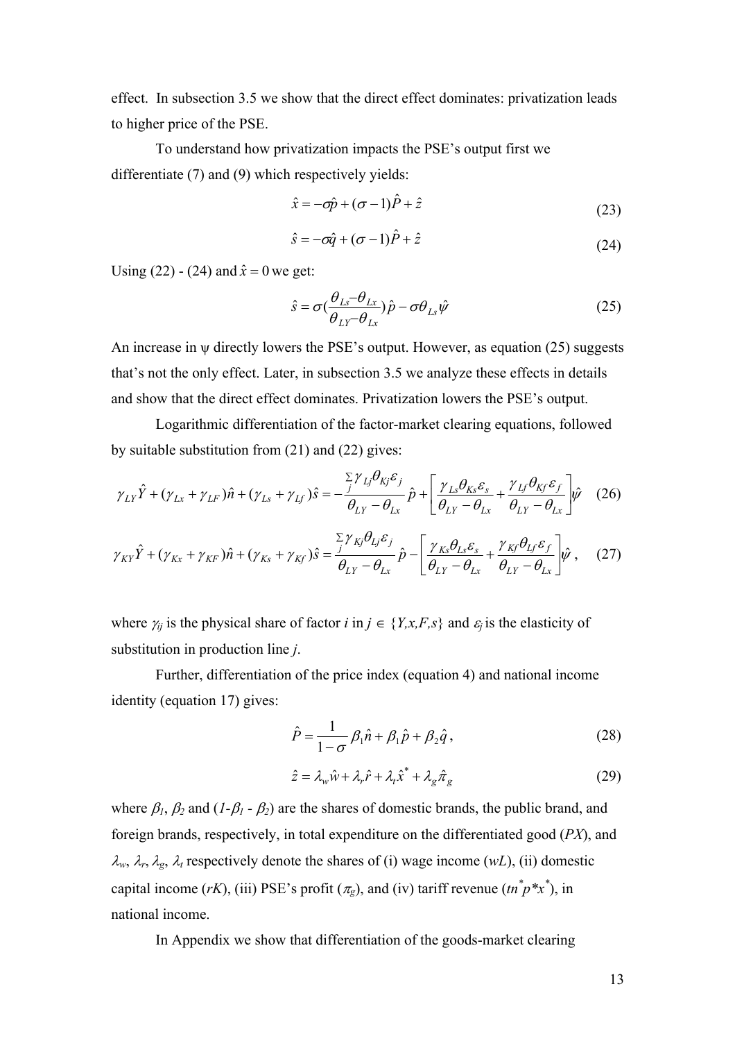effect. In subsection 3.5 we show that the direct effect dominates: privatization leads to higher price of the PSE.

To understand how privatization impacts the PSE's output first we differentiate (7) and (9) which respectively yields:

$$\hat{x} = -\sigma\hat{p} + (\sigma - 1)\hat{P} + \hat{z} \tag{23}$$

$$\hat{s} = -\sigma\hat{q} + (\sigma - 1)\hat{P} + \hat{z} \tag{24}$$

Using (22) - (24) and $\hat{x} = 0$ we get:

$$\hat{s} = \sigma\left(\frac{\theta_{Ls} - \theta_{Lx}}{\theta_{LY} - \theta_{Lx}}\right)\hat{p} - \sigma\theta_{Ls}\hat{\psi} \tag{25}$$

An increase in $\psi$ directly lowers the PSE's output. However, as equation (25) suggests that's not the only effect. Later, in subsection 3.5 we analyze these effects in details and show that the direct effect dominates. Privatization lowers the PSE's output.

Logarithmic differentiation of the factor-market clearing equations, followed by suitable substitution from (21) and (22) gives:

$$\gamma_{LY}\hat{Y} + (\gamma_{Lx} + \gamma_{LF})\hat{n} + (\gamma_{Ls} + \gamma_{Lf})\hat{s} = -\frac{\sum_j \gamma_{Lj}\theta_{Kj}\varepsilon_j}{\theta_{LY} - \theta_{Lx}}\hat{p} + \left[\frac{\gamma_{Ls}\theta_{Ks}\varepsilon_s}{\theta_{LY} - \theta_{Lx}} + \frac{\gamma_{Lf}\theta_{Kf}\varepsilon_f}{\theta_{LY} - \theta_{Lx}}\right]\hat{\psi} \tag{26}$$

$$\gamma_{KY}\hat{Y} + (\gamma_{Kx} + \gamma_{KF})\hat{n} + (\gamma_{Ks} + \gamma_{Kf})\hat{s} = \frac{\sum_j \gamma_{Kj}\theta_{Lj}\varepsilon_j}{\theta_{LY} - \theta_{Lx}}\hat{p} - \left[\frac{\gamma_{Ks}\theta_{Ls}\varepsilon_s}{\theta_{LY} - \theta_{Lx}} + \frac{\gamma_{Kf}\theta_{Lf}\varepsilon_f}{\theta_{LY} - \theta_{Lx}}\right]\hat{\psi}, \tag{27}$$

where $\gamma_{ij}$ is the physical share of factor $i$ in $j \in \{Y,x,F,s\}$ and $\varepsilon_j$ is the elasticity of substitution in production line $j$.

Further, differentiation of the price index (equation 4) and national income identity (equation 17) gives:

$$\hat{P} = \frac{1}{1-\sigma}\beta_1\hat{n} + \beta_1\hat{p} + \beta_2\hat{q}, \tag{28}$$

$$\hat{z} = \lambda_w\hat{w} + \lambda_r\hat{r} + \lambda_t\hat{x}^* + \lambda_g\hat{\pi}_g \tag{29}$$

where $\beta_1$, $\beta_2$ and ($1$-$\beta_1$ - $\beta_2$) are the shares of domestic brands, the public brand, and foreign brands, respectively, in total expenditure on the differentiated good ($PX$), and $\lambda_w$, $\lambda_r$, $\lambda_g$, $\lambda_t$ respectively denote the shares of (i) wage income ($wL$), (ii) domestic capital income ($rK$), (iii) PSE's profit ($\pi_g$), and (iv) tariff revenue ($tn^*p^*x^*$), in national income.

In Appendix we show that differentiation of the goods-market clearing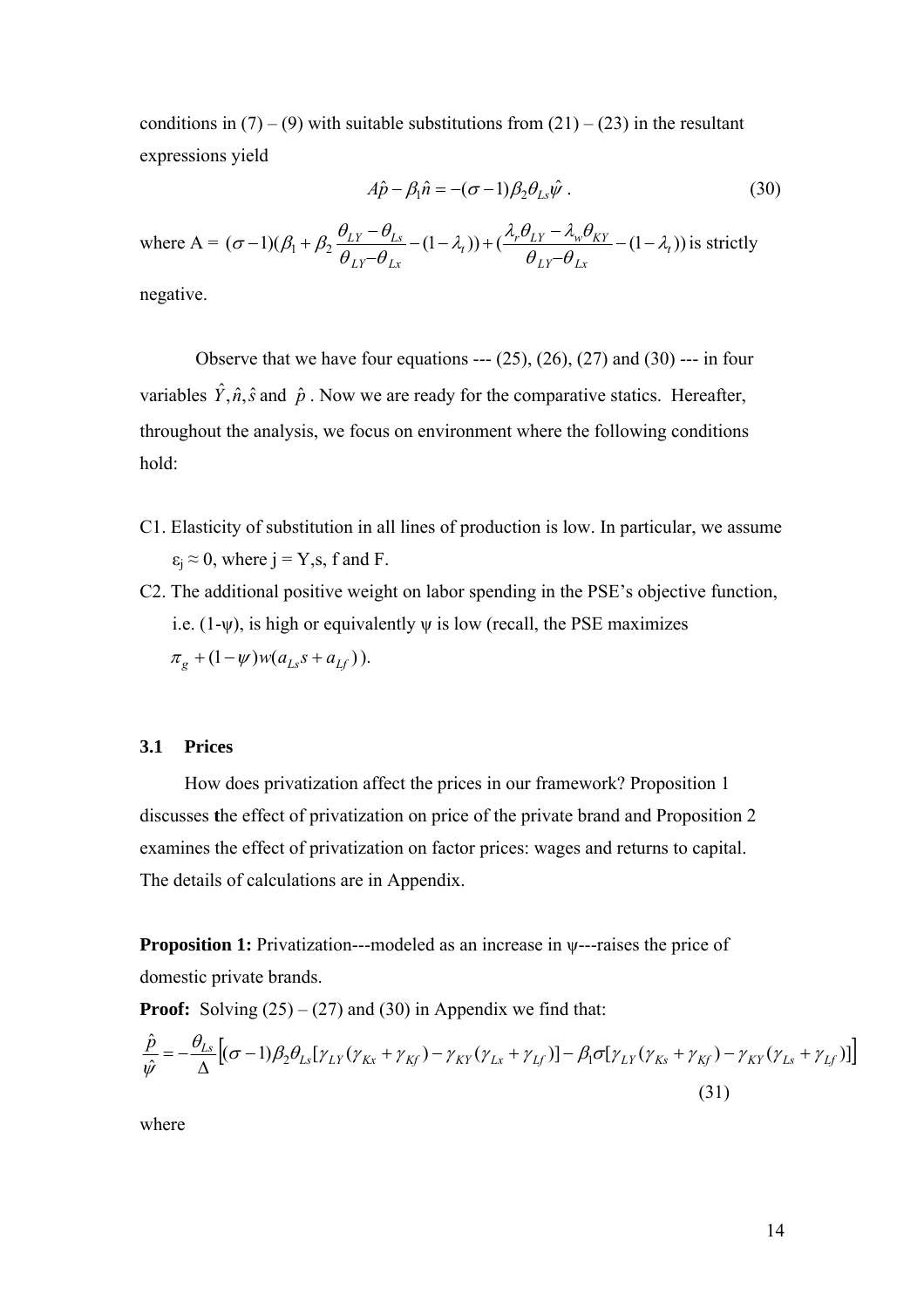conditions in (7) – (9) with suitable substitutions from (21) – (23) in the resultant expressions yield

$$A\hat{p} - \beta_1 \hat{n} = -(\sigma - 1)\beta_2 \theta_{Ls} \hat{\psi} . \tag{30}$$

where A = $(\sigma - 1)(\beta_1 + \beta_2 \dfrac{\theta_{LY} - \theta_{Ls}}{\theta_{LY} - \theta_{Lx}} - (1 - \lambda_t)) + (\dfrac{\lambda_r \theta_{LY} - \lambda_w \theta_{KY}}{\theta_{LY} - \theta_{Lx}} - (1 - \lambda_t))$ is strictly negative.

Observe that we have four equations --- (25), (26), (27) and (30) --- in four variables $\hat{Y}, \hat{n}, \hat{s}$ and $\hat{p}$. Now we are ready for the comparative statics. Hereafter, throughout the analysis, we focus on environment where the following conditions hold:

C1. Elasticity of substitution in all lines of production is low. In particular, we assume $\varepsilon_j \approx 0$, where j = Y,s, f and F.

C2. The additional positive weight on labor spending in the PSE's objective function, i.e. ($1$-$\psi$), is high or equivalently $\psi$ is low (recall, the PSE maximizes $\pi_g + (1-\psi)w(a_{Ls}s + a_{Lf})$).

### 3.1 Prices

How does privatization affect the prices in our framework? Proposition 1 discusses the effect of privatization on price of the private brand and Proposition 2 examines the effect of privatization on factor prices: wages and returns to capital. The details of calculations are in Appendix.

**Proposition 1:** Privatization---modeled as an increase in $\psi$---raises the price of domestic private brands.

**Proof:** Solving (25) – (27) and (30) in Appendix we find that:

$$\frac{\hat{p}}{\hat{\psi}} = -\frac{\theta_{Ls}}{\Delta}\Big[(\sigma-1)\beta_2\theta_{Ls}[\gamma_{LY}(\gamma_{Kx}+\gamma_{Kf}) - \gamma_{KY}(\gamma_{Lx}+\gamma_{Lf})] - \beta_1\sigma[\gamma_{LY}(\gamma_{Ks}+\gamma_{Kf}) - \gamma_{KY}(\gamma_{Ls}+\gamma_{Lf})]\Big] \tag{31}$$

where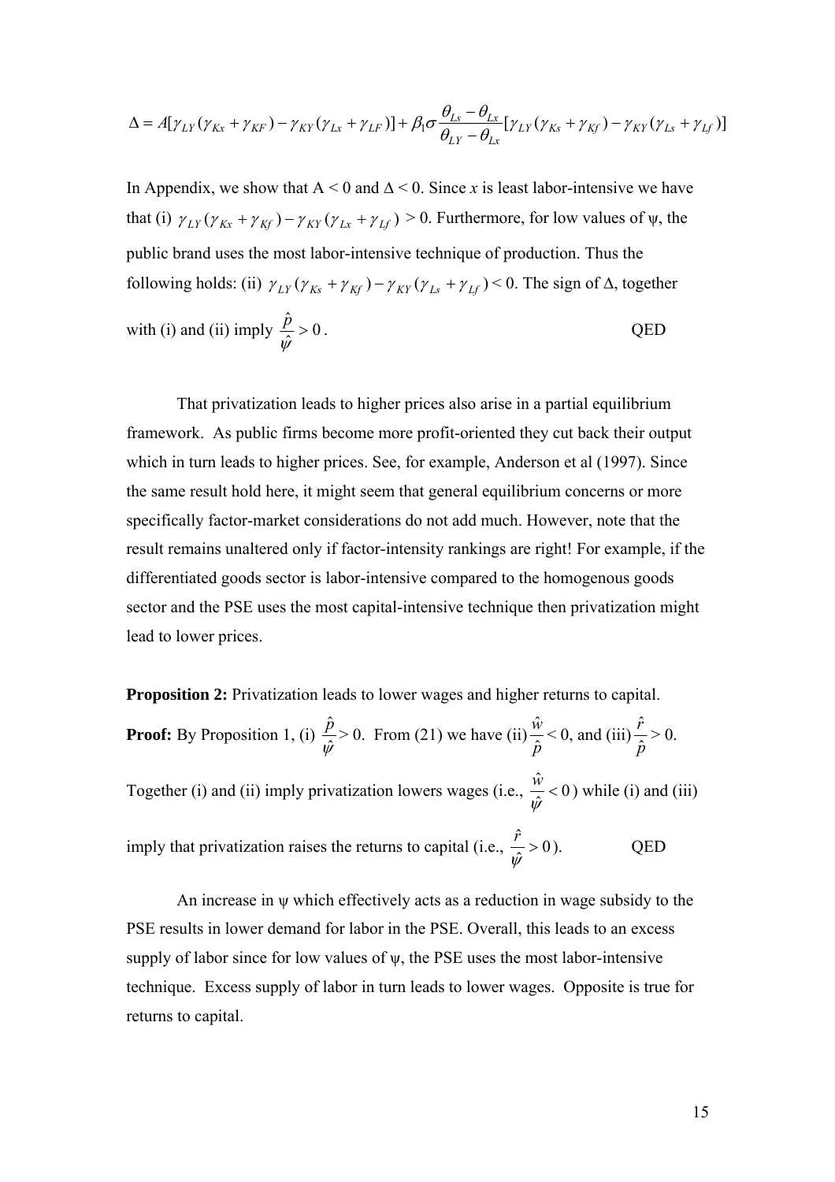$$\Delta = A[\gamma_{LY}(\gamma_{Kx} + \gamma_{KF}) - \gamma_{KY}(\gamma_{Lx} + \gamma_{LF})] + \beta_1 \sigma \frac{\theta_{Ls} - \theta_{Lx}}{\theta_{LY} - \theta_{Lx}}[\gamma_{LY}(\gamma_{Ks} + \gamma_{Kf}) - \gamma_{KY}(\gamma_{Ls} + \gamma_{Lf})]$$

In Appendix, we show that A < 0 and $\Delta$ < 0. Since *x* is least labor-intensive we have that (i) $\gamma_{LY}(\gamma_{Kx} + \gamma_{Kf}) - \gamma_{KY}(\gamma_{Lx} + \gamma_{Lf})$ > 0. Furthermore, for low values of $\psi$, the public brand uses the most labor-intensive technique of production. Thus the following holds: (ii) $\gamma_{LY}(\gamma_{Ks} + \gamma_{Kf}) - \gamma_{KY}(\gamma_{Ls} + \gamma_{Lf})$ < 0. The sign of $\Delta$, together with (i) and (ii) imply $\frac{\hat{p}}{\hat{\psi}} > 0$. QED

That privatization leads to higher prices also arise in a partial equilibrium framework. As public firms become more profit-oriented they cut back their output which in turn leads to higher prices. See, for example, Anderson et al (1997). Since the same result hold here, it might seem that general equilibrium concerns or more specifically factor-market considerations do not add much. However, note that the result remains unaltered only if factor-intensity rankings are right! For example, if the differentiated goods sector is labor-intensive compared to the homogenous goods sector and the PSE uses the most capital-intensive technique then privatization might lead to lower prices.

**Proposition 2:** Privatization leads to lower wages and higher returns to capital.

**Proof:** By Proposition 1, (i) $\frac{\hat{p}}{\hat{\psi}}$ > 0. From (21) we have (ii) $\frac{\hat{w}}{\hat{p}}$ < 0, and (iii) $\frac{\hat{r}}{\hat{p}}$ > 0. Together (i) and (ii) imply privatization lowers wages (i.e., $\frac{\hat{w}}{\hat{\psi}} < 0$) while (i) and (iii) imply that privatization raises the returns to capital (i.e., $\frac{\hat{r}}{\hat{\psi}} > 0$). QED

An increase in $\psi$ which effectively acts as a reduction in wage subsidy to the PSE results in lower demand for labor in the PSE. Overall, this leads to an excess supply of labor since for low values of $\psi$, the PSE uses the most labor-intensive technique. Excess supply of labor in turn leads to lower wages. Opposite is true for returns to capital.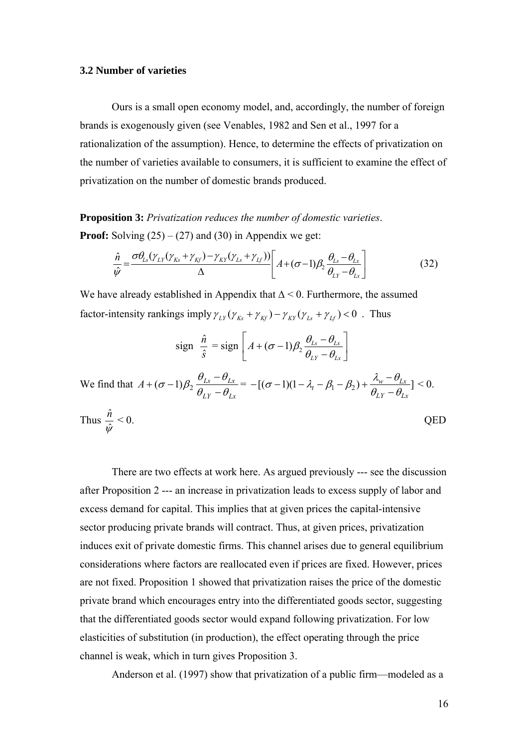### 3.2 Number of varieties

Ours is a small open economy model, and, accordingly, the number of foreign brands is exogenously given (see Venables, 1982 and Sen et al., 1997 for a rationalization of the assumption). Hence, to determine the effects of privatization on the number of varieties available to consumers, it is sufficient to examine the effect of privatization on the number of domestic brands produced.

**Proposition 3:** *Privatization reduces the number of domestic varieties.*

**Proof:** Solving (25) – (27) and (30) in Appendix we get:

$$\frac{\hat{n}}{\hat{\psi}} = \frac{\sigma\theta_{Ls}(\gamma_{LY}(\gamma_{Ks}+\gamma_{Kf})-\gamma_{KY}(\gamma_{Ls}+\gamma_{Lf}))}{\Delta}\left[A+(\sigma-1)\beta_2\frac{\theta_{Ls}-\theta_{Lx}}{\theta_{LY}-\theta_{Lx}}\right] \tag{32}$$

We have already established in Appendix that $\Delta < 0$. Furthermore, the assumed factor-intensity rankings imply $\gamma_{LY}(\gamma_{Ks}+\gamma_{Kf})-\gamma_{KY}(\gamma_{Ls}+\gamma_{Lf})<0$ . Thus

$$\text{sign } \frac{\hat{n}}{\hat{s}} = \text{sign}\left[A+(\sigma-1)\beta_2\frac{\theta_{Ls}-\theta_{Lx}}{\theta_{LY}-\theta_{Lx}}\right]$$

We find that $A+(\sigma-1)\beta_2\dfrac{\theta_{Ls}-\theta_{Lx}}{\theta_{LY}-\theta_{Lx}} = -[(\sigma-1)(1-\lambda_t-\beta_1-\beta_2)+\dfrac{\lambda_w-\theta_{Lx}}{\theta_{LY}-\theta_{Lx}}] < 0.$

Thus $\dfrac{\hat{n}}{\hat{\psi}} < 0.$ QED

There are two effects at work here. As argued previously --- see the discussion after Proposition 2 --- an increase in privatization leads to excess supply of labor and excess demand for capital. This implies that at given prices the capital-intensive sector producing private brands will contract. Thus, at given prices, privatization induces exit of private domestic firms. This channel arises due to general equilibrium considerations where factors are reallocated even if prices are fixed. However, prices are not fixed. Proposition 1 showed that privatization raises the price of the domestic private brand which encourages entry into the differentiated goods sector, suggesting that the differentiated goods sector would expand following privatization. For low elasticities of substitution (in production), the effect operating through the price channel is weak, which in turn gives Proposition 3.

Anderson et al. (1997) show that privatization of a public firm—modeled as a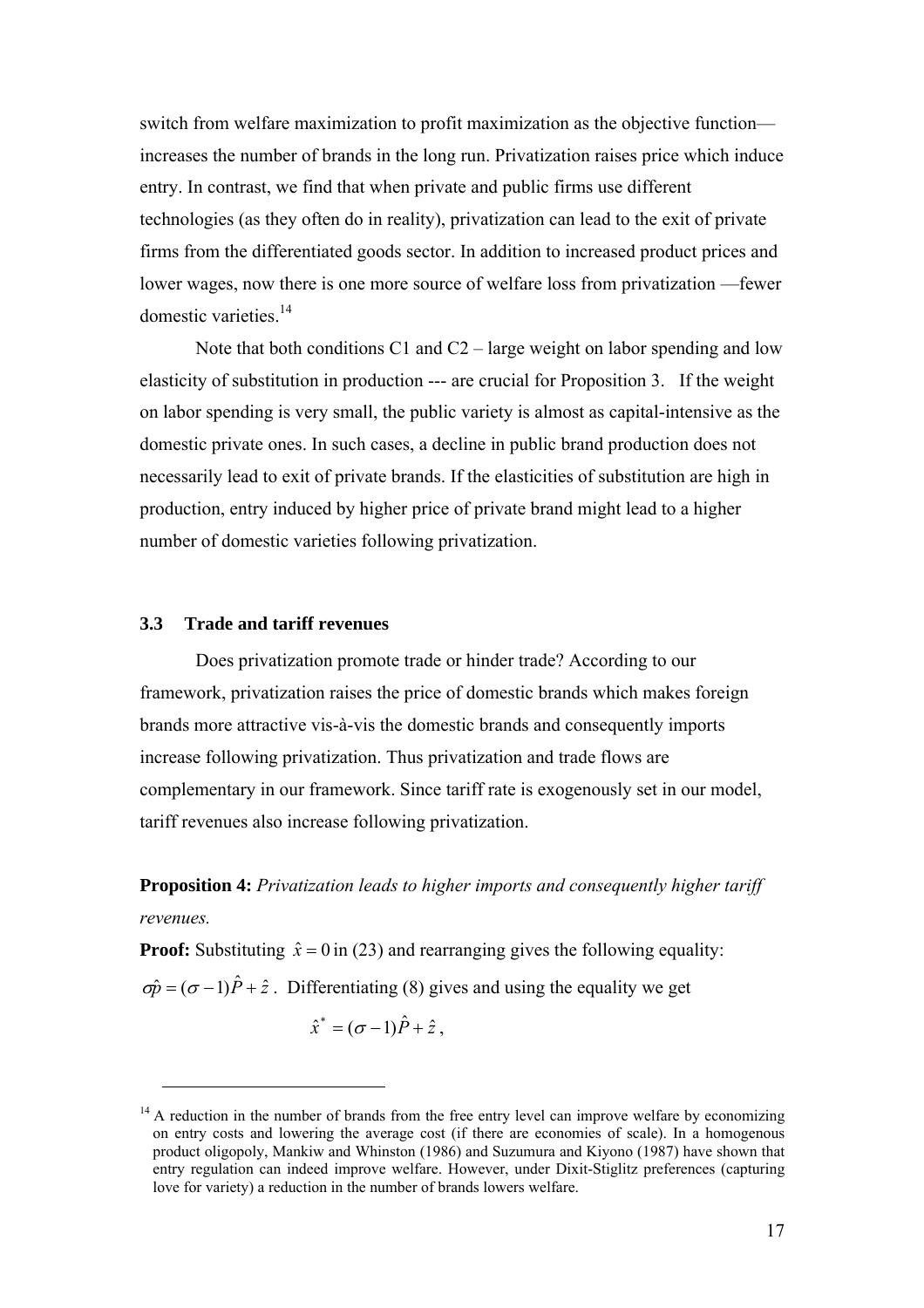switch from welfare maximization to profit maximization as the objective function—increases the number of brands in the long run. Privatization raises price which induce entry. In contrast, we find that when private and public firms use different technologies (as they often do in reality), privatization can lead to the exit of private firms from the differentiated goods sector. In addition to increased product prices and lower wages, now there is one more source of welfare loss from privatization —fewer domestic varieties.[14]

Note that both conditions C1 and C2 – large weight on labor spending and low elasticity of substitution in production --- are crucial for Proposition 3. If the weight on labor spending is very small, the public variety is almost as capital-intensive as the domestic private ones. In such cases, a decline in public brand production does not necessarily lead to exit of private brands. If the elasticities of substitution are high in production, entry induced by higher price of private brand might lead to a higher number of domestic varieties following privatization.

### 3.3 Trade and tariff revenues

Does privatization promote trade or hinder trade? According to our framework, privatization raises the price of domestic brands which makes foreign brands more attractive vis-à-vis the domestic brands and consequently imports increase following privatization. Thus privatization and trade flows are complementary in our framework. Since tariff rate is exogenously set in our model, tariff revenues also increase following privatization.

**Proposition 4:** *Privatization leads to higher imports and consequently higher tariff revenues.*

**Proof:** Substituting $\hat{x} = 0$ in (23) and rearranging gives the following equality: $\sigma\hat{p} = (\sigma - 1)\hat{P} + \hat{z}$. Differentiating (8) gives and using the equality we get

$$\hat{x}^{*} = (\sigma - 1)\hat{P} + \hat{z},$$

[14] A reduction in the number of brands from the free entry level can improve welfare by economizing on entry costs and lowering the average cost (if there are economies of scale). In a homogenous product oligopoly, Mankiw and Whinston (1986) and Suzumura and Kiyono (1987) have shown that entry regulation can indeed improve welfare. However, under Dixit-Stiglitz preferences (capturing love for variety) a reduction in the number of brands lowers welfare.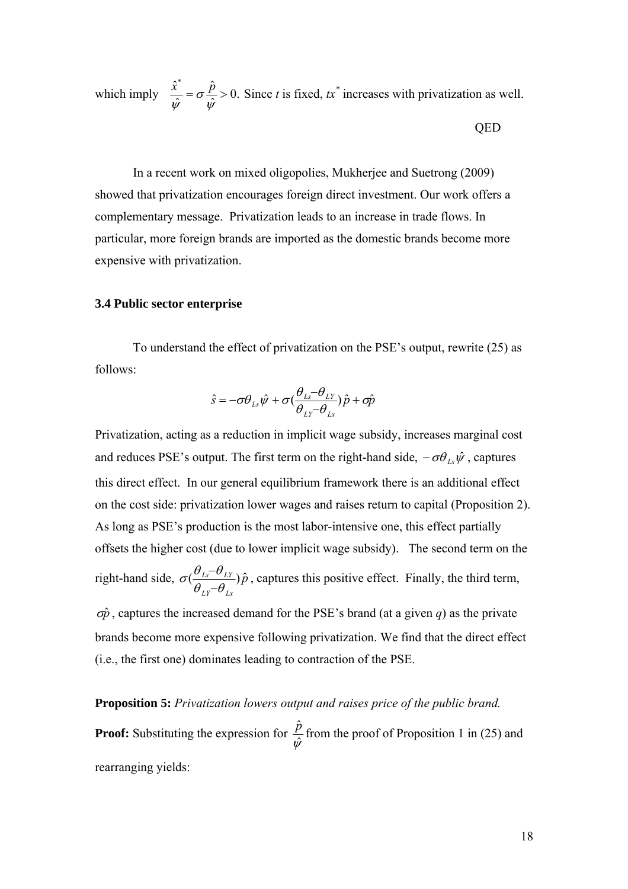which imply $\frac{\hat{x}^*}{\hat{\psi}} = \sigma \frac{\hat{p}}{\hat{\psi}} > 0$. Since $t$ is fixed, $tx^*$ increases with privatization as well.

QED

In a recent work on mixed oligopolies, Mukherjee and Suetrong (2009) showed that privatization encourages foreign direct investment. Our work offers a complementary message. Privatization leads to an increase in trade flows. In particular, more foreign brands are imported as the domestic brands become more expensive with privatization.

### 3.4 Public sector enterprise

To understand the effect of privatization on the PSE's output, rewrite (25) as follows:

$$\hat{s} = -\sigma\theta_{Ls}\hat{\psi} + \sigma(\frac{\theta_{Ls} - \theta_{LY}}{\theta_{LY} - \theta_{Lx}})\hat{p} + \sigma\hat{p}$$

Privatization, acting as a reduction in implicit wage subsidy, increases marginal cost and reduces PSE's output. The first term on the right-hand side, $-\sigma\theta_{Ls}\hat{\psi}$, captures this direct effect. In our general equilibrium framework there is an additional effect on the cost side: privatization lower wages and raises return to capital (Proposition 2). As long as PSE's production is the most labor-intensive one, this effect partially offsets the higher cost (due to lower implicit wage subsidy). The second term on the right-hand side, $\sigma(\frac{\theta_{Ls} - \theta_{LY}}{\theta_{LY} - \theta_{Lx}})\hat{p}$, captures this positive effect. Finally, the third term, $\sigma\hat{p}$, captures the increased demand for the PSE's brand (at a given $q$) as the private brands become more expensive following privatization. We find that the direct effect (i.e., the first one) dominates leading to contraction of the PSE.

**Proposition 5:** *Privatization lowers output and raises price of the public brand.*

**Proof:** Substituting the expression for $\frac{\hat{p}}{\hat{\psi}}$ from the proof of Proposition 1 in (25) and rearranging yields: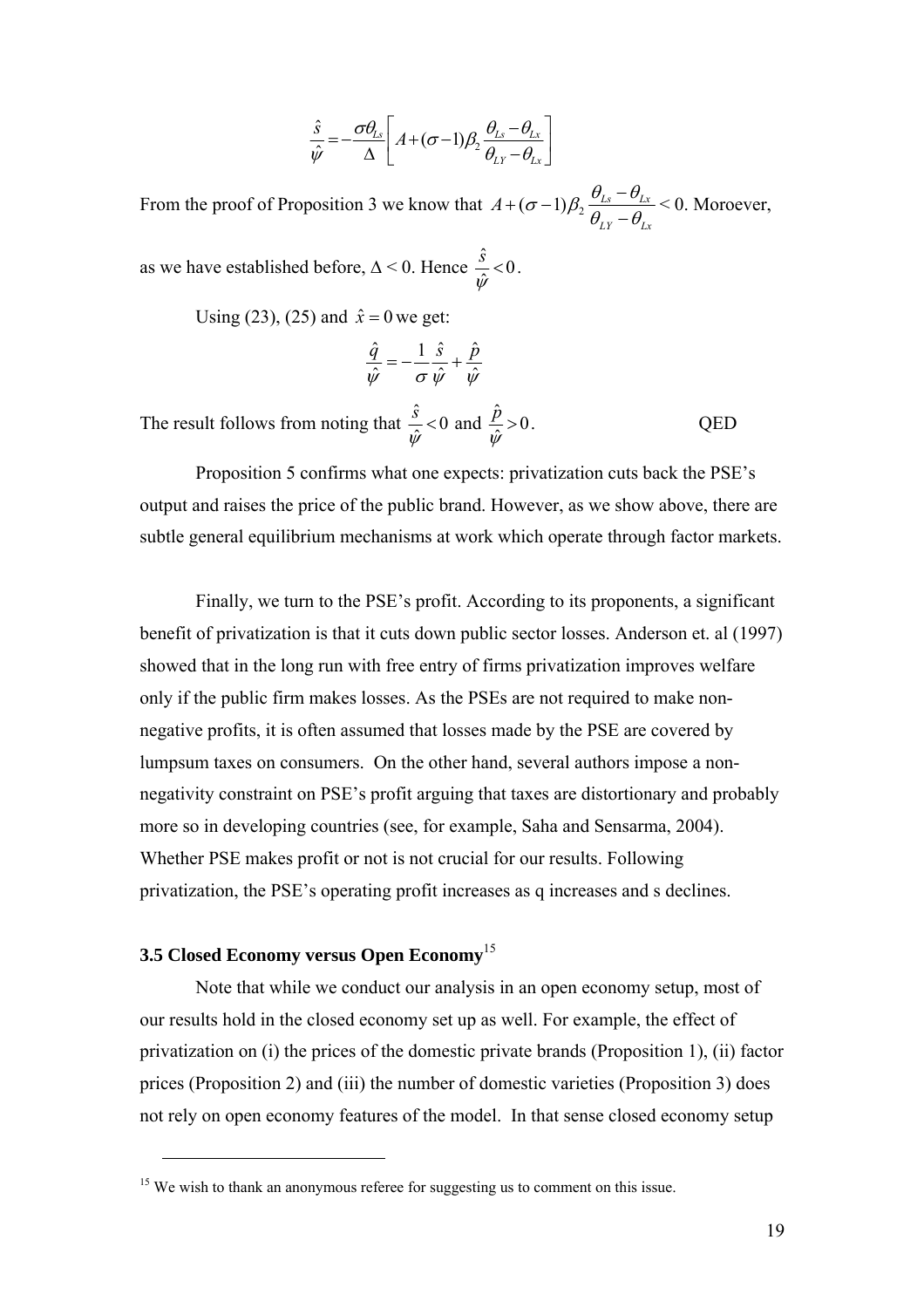$$\frac{\hat{s}}{\hat{\psi}} = -\frac{\sigma\theta_{Ls}}{\Delta}\left[A + (\sigma - 1)\beta_2 \frac{\theta_{Ls} - \theta_{Lx}}{\theta_{LY} - \theta_{Lx}}\right]$$

From the proof of Proposition 3 we know that $A + (\sigma - 1)\beta_2 \frac{\theta_{Ls} - \theta_{Lx}}{\theta_{LY} - \theta_{Lx}} < 0$. Moroever, as we have established before, $\Delta < 0$. Hence $\frac{\hat{s}}{\hat{\psi}} < 0$.

Using (23), (25) and $\hat{x} = 0$ we get:

$$\frac{\hat{q}}{\hat{\psi}} = -\frac{1}{\sigma}\frac{\hat{s}}{\hat{\psi}} + \frac{\hat{p}}{\hat{\psi}}$$

The result follows from noting that $\frac{\hat{s}}{\hat{\psi}} < 0$ and $\frac{\hat{p}}{\hat{\psi}} > 0$. QED

Proposition 5 confirms what one expects: privatization cuts back the PSE's output and raises the price of the public brand. However, as we show above, there are subtle general equilibrium mechanisms at work which operate through factor markets.

Finally, we turn to the PSE's profit. According to its proponents, a significant benefit of privatization is that it cuts down public sector losses. Anderson et. al (1997) showed that in the long run with free entry of firms privatization improves welfare only if the public firm makes losses. As the PSEs are not required to make non-negative profits, it is often assumed that losses made by the PSE are covered by lumpsum taxes on consumers. On the other hand, several authors impose a non-negativity constraint on PSE's profit arguing that taxes are distortionary and probably more so in developing countries (see, for example, Saha and Sensarma, 2004). Whether PSE makes profit or not is not crucial for our results. Following privatization, the PSE's operating profit increases as q increases and s declines.

### 3.5 Closed Economy versus Open Economy[15]

Note that while we conduct our analysis in an open economy setup, most of our results hold in the closed economy set up as well. For example, the effect of privatization on (i) the prices of the domestic private brands (Proposition 1), (ii) factor prices (Proposition 2) and (iii) the number of domestic varieties (Proposition 3) does not rely on open economy features of the model. In that sense closed economy setup

---

[15] We wish to thank an anonymous referee for suggesting us to comment on this issue.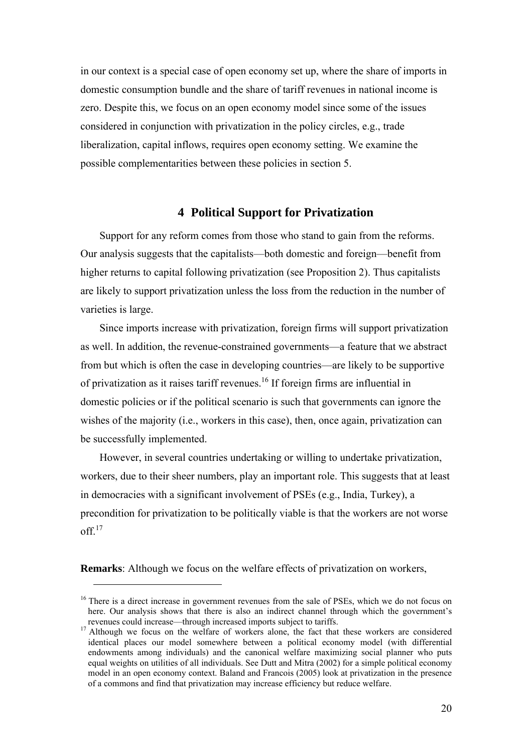in our context is a special case of open economy set up, where the share of imports in domestic consumption bundle and the share of tariff revenues in national income is zero. Despite this, we focus on an open economy model since some of the issues considered in conjunction with privatization in the policy circles, e.g., trade liberalization, capital inflows, requires open economy setting. We examine the possible complementarities between these policies in section 5.

## 4 Political Support for Privatization

Support for any reform comes from those who stand to gain from the reforms. Our analysis suggests that the capitalists—both domestic and foreign—benefit from higher returns to capital following privatization (see Proposition 2). Thus capitalists are likely to support privatization unless the loss from the reduction in the number of varieties is large.

Since imports increase with privatization, foreign firms will support privatization as well. In addition, the revenue-constrained governments—a feature that we abstract from but which is often the case in developing countries—are likely to be supportive of privatization as it raises tariff revenues.[16] If foreign firms are influential in domestic policies or if the political scenario is such that governments can ignore the wishes of the majority (i.e., workers in this case), then, once again, privatization can be successfully implemented.

However, in several countries undertaking or willing to undertake privatization, workers, due to their sheer numbers, play an important role. This suggests that at least in democracies with a significant involvement of PSEs (e.g., India, Turkey), a precondition for privatization to be politically viable is that the workers are not worse off.[17]

**Remarks**: Although we focus on the welfare effects of privatization on workers,

[16] There is a direct increase in government revenues from the sale of PSEs, which we do not focus on here. Our analysis shows that there is also an indirect channel through which the government's revenues could increase—through increased imports subject to tariffs.

[17] Although we focus on the welfare of workers alone, the fact that these workers are considered identical places our model somewhere between a political economy model (with differential endowments among individuals) and the canonical welfare maximizing social planner who puts equal weights on utilities of all individuals. See Dutt and Mitra (2002) for a simple political economy model in an open economy context. Baland and Francois (2005) look at privatization in the presence of a commons and find that privatization may increase efficiency but reduce welfare.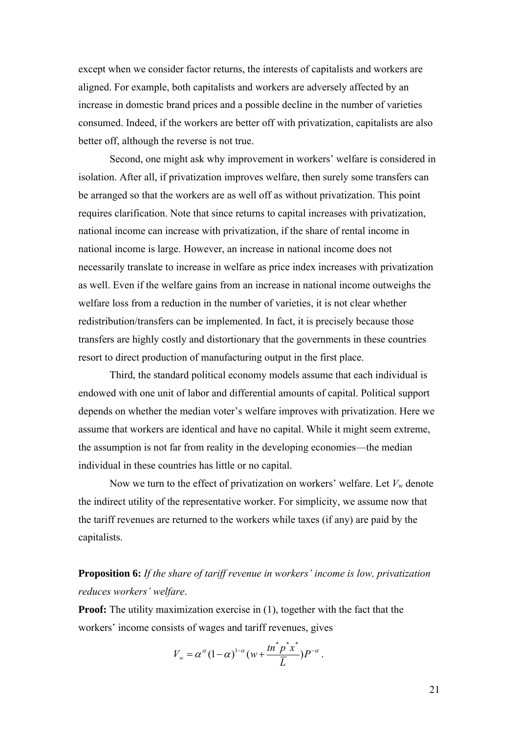except when we consider factor returns, the interests of capitalists and workers are aligned. For example, both capitalists and workers are adversely affected by an increase in domestic brand prices and a possible decline in the number of varieties consumed. Indeed, if the workers are better off with privatization, capitalists are also better off, although the reverse is not true.

Second, one might ask why improvement in workers' welfare is considered in isolation. After all, if privatization improves welfare, then surely some transfers can be arranged so that the workers are as well off as without privatization. This point requires clarification. Note that since returns to capital increases with privatization, national income can increase with privatization, if the share of rental income in national income is large. However, an increase in national income does not necessarily translate to increase in welfare as price index increases with privatization as well. Even if the welfare gains from an increase in national income outweighs the welfare loss from a reduction in the number of varieties, it is not clear whether redistribution/transfers can be implemented. In fact, it is precisely because those transfers are highly costly and distortionary that the governments in these countries resort to direct production of manufacturing output in the first place.

Third, the standard political economy models assume that each individual is endowed with one unit of labor and differential amounts of capital. Political support depends on whether the median voter's welfare improves with privatization. Here we assume that workers are identical and have no capital. While it might seem extreme, the assumption is not far from reality in the developing economies—the median individual in these countries has little or no capital.

Now we turn to the effect of privatization on workers' welfare. Let $V_w$ denote the indirect utility of the representative worker. For simplicity, we assume now that the tariff revenues are returned to the workers while taxes (if any) are paid by the capitalists.

**Proposition 6:** *If the share of tariff revenue in workers' income is low, privatization reduces workers' welfare*.

**Proof:** The utility maximization exercise in (1), together with the fact that the workers' income consists of wages and tariff revenues, gives

$$V_w = \alpha^{\alpha}(1-\alpha)^{1-\alpha}(w + \frac{tn^* p^* x^*}{\bar{L}})P^{-\alpha}.$$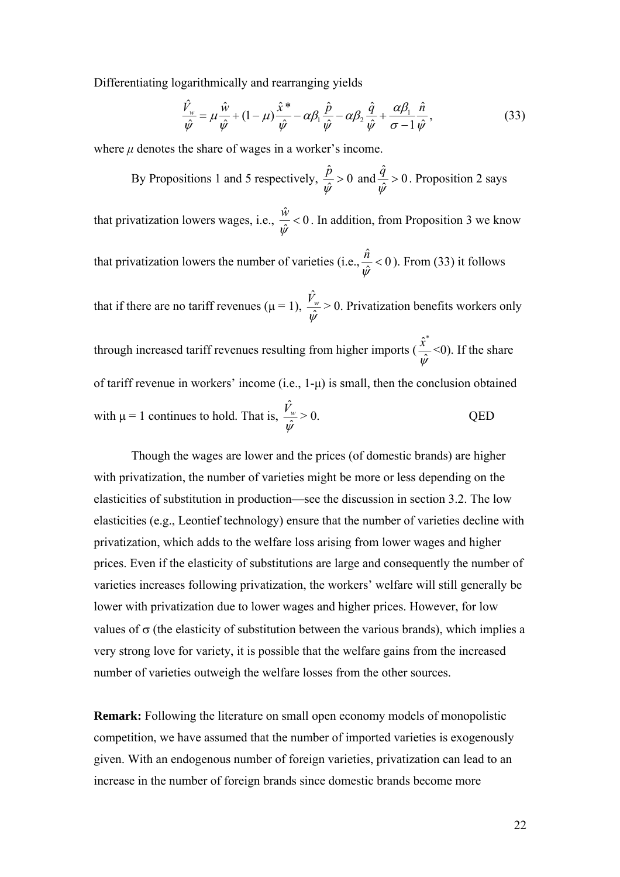Differentiating logarithmically and rearranging yields

$$\frac{\hat{V}_w}{\hat{\psi}} = \mu \frac{\hat{w}}{\hat{\psi}} + (1-\mu)\frac{\hat{x}^*}{\hat{\psi}} - \alpha\beta_1 \frac{\hat{p}}{\hat{\psi}} - \alpha\beta_2 \frac{\hat{q}}{\hat{\psi}} + \frac{\alpha\beta_1}{\sigma - 1}\frac{\hat{n}}{\hat{\psi}}, \tag{33}$$

where $\mu$ denotes the share of wages in a worker's income.

By Propositions 1 and 5 respectively, $\frac{\hat{p}}{\hat{\psi}} > 0$ and $\frac{\hat{q}}{\hat{\psi}} > 0$. Proposition 2 says that privatization lowers wages, i.e., $\frac{\hat{w}}{\hat{\psi}} < 0$. In addition, from Proposition 3 we know that privatization lowers the number of varieties (i.e., $\frac{\hat{n}}{\hat{\psi}} < 0$). From (33) it follows that if there are no tariff revenues ($\mu = 1$), $\frac{\hat{V}_w}{\hat{\psi}} > 0$. Privatization benefits workers only through increased tariff revenues resulting from higher imports ($\frac{\hat{x}^*}{\hat{\psi}} < 0$). If the share of tariff revenue in workers' income (i.e., $1-\mu$) is small, then the conclusion obtained with $\mu = 1$ continues to hold. That is, $\frac{\hat{V}_w}{\hat{\psi}} > 0$. QED

Though the wages are lower and the prices (of domestic brands) are higher with privatization, the number of varieties might be more or less depending on the elasticities of substitution in production—see the discussion in section 3.2. The low elasticities (e.g., Leontief technology) ensure that the number of varieties decline with privatization, which adds to the welfare loss arising from lower wages and higher prices. Even if the elasticity of substitutions are large and consequently the number of varieties increases following privatization, the workers' welfare will still generally be lower with privatization due to lower wages and higher prices. However, for low values of $\sigma$ (the elasticity of substitution between the various brands), which implies a very strong love for variety, it is possible that the welfare gains from the increased number of varieties outweigh the welfare losses from the other sources.

**Remark:** Following the literature on small open economy models of monopolistic competition, we have assumed that the number of imported varieties is exogenously given. With an endogenous number of foreign varieties, privatization can lead to an increase in the number of foreign brands since domestic brands become more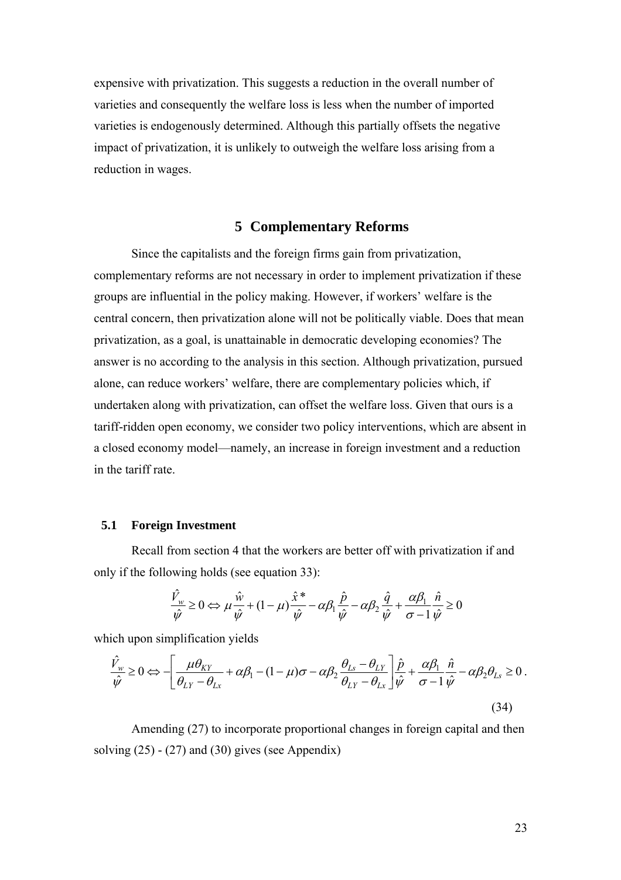expensive with privatization. This suggests a reduction in the overall number of varieties and consequently the welfare loss is less when the number of imported varieties is endogenously determined. Although this partially offsets the negative impact of privatization, it is unlikely to outweigh the welfare loss arising from a reduction in wages.

## 5 Complementary Reforms

Since the capitalists and the foreign firms gain from privatization, complementary reforms are not necessary in order to implement privatization if these groups are influential in the policy making. However, if workers' welfare is the central concern, then privatization alone will not be politically viable. Does that mean privatization, as a goal, is unattainable in democratic developing economies? The answer is no according to the analysis in this section. Although privatization, pursued alone, can reduce workers' welfare, there are complementary policies which, if undertaken along with privatization, can offset the welfare loss. Given that ours is a tariff-ridden open economy, we consider two policy interventions, which are absent in a closed economy model—namely, an increase in foreign investment and a reduction in the tariff rate.

### 5.1 Foreign Investment

Recall from section 4 that the workers are better off with privatization if and only if the following holds (see equation 33):

$$\frac{\hat{V}_w}{\hat{\psi}} \geq 0 \Leftrightarrow \mu \frac{\hat{w}}{\hat{\psi}} + (1-\mu)\frac{\hat{x}^*}{\hat{\psi}} - \alpha\beta_1 \frac{\hat{p}}{\hat{\psi}} - \alpha\beta_2 \frac{\hat{q}}{\hat{\psi}} + \frac{\alpha\beta_1}{\sigma - 1}\frac{\hat{n}}{\hat{\psi}} \geq 0$$

which upon simplification yields

$$\frac{\hat{V}_w}{\hat{\psi}} \geq 0 \Leftrightarrow -\left[\frac{\mu\theta_{KY}}{\theta_{LY}-\theta_{Lx}} + \alpha\beta_1 - (1-\mu)\sigma - \alpha\beta_2 \frac{\theta_{Ls}-\theta_{LY}}{\theta_{LY}-\theta_{Lx}}\right]\frac{\hat{p}}{\hat{\psi}} + \frac{\alpha\beta_1}{\sigma-1}\frac{\hat{n}}{\hat{\psi}} - \alpha\beta_2\theta_{Ls} \geq 0 . \tag{34}$$

Amending (27) to incorporate proportional changes in foreign capital and then solving (25) - (27) and (30) gives (see Appendix)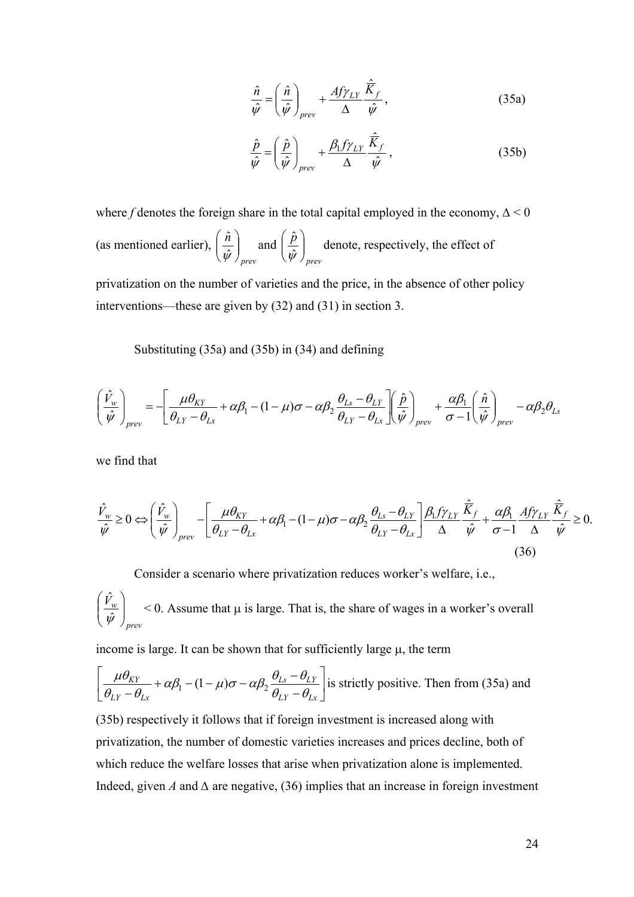$$\frac{\hat{n}}{\hat{\psi}} = \left(\frac{\hat{n}}{\hat{\psi}}\right)_{prev} + \frac{Af\gamma_{LY}}{\Delta}\frac{\hat{\bar{K}}_f}{\hat{\psi}}, \tag{35a}$$

$$\frac{\hat{p}}{\hat{\psi}} = \left(\frac{\hat{p}}{\hat{\psi}}\right)_{prev} + \frac{\beta_1 f\gamma_{LY}}{\Delta}\frac{\hat{\bar{K}}_f}{\hat{\psi}}, \tag{35b}$$

where $f$ denotes the foreign share in the total capital employed in the economy, $\Delta < 0$ (as mentioned earlier), $\left(\frac{\hat{n}}{\hat{\psi}}\right)_{prev}$ and $\left(\frac{\hat{p}}{\hat{\psi}}\right)_{prev}$ denote, respectively, the effect of privatization on the number of varieties and the price, in the absence of other policy interventions—these are given by (32) and (31) in section 3.

Substituting (35a) and (35b) in (34) and defining

$$\left(\frac{\hat{V}_w}{\hat{\psi}}\right)_{prev} = -\left[\frac{\mu\theta_{KY}}{\theta_{LY}-\theta_{Lx}} + \alpha\beta_1 - (1-\mu)\sigma - \alpha\beta_2\frac{\theta_{Ls}-\theta_{LY}}{\theta_{LY}-\theta_{Lx}}\right]\left(\frac{\hat{p}}{\hat{\psi}}\right)_{prev} + \frac{\alpha\beta_1}{\sigma-1}\left(\frac{\hat{n}}{\hat{\psi}}\right)_{prev} - \alpha\beta_2\theta_{Ls}$$

we find that

$$\frac{\hat{V}_w}{\hat{\psi}} \geq 0 \Leftrightarrow \left(\frac{\hat{V}_w}{\hat{\psi}}\right)_{prev} - \left[\frac{\mu\theta_{KY}}{\theta_{LY}-\theta_{Lx}} + \alpha\beta_1 - (1-\mu)\sigma - \alpha\beta_2\frac{\theta_{Ls}-\theta_{LY}}{\theta_{LY}-\theta_{Lx}}\right]\frac{\beta_1 f\gamma_{LY}}{\Delta}\frac{\hat{\bar{K}}_f}{\hat{\psi}} + \frac{\alpha\beta_1}{\sigma-1}\frac{Af\gamma_{LY}}{\Delta}\frac{\hat{\bar{K}}_f}{\hat{\psi}} \geq 0. \tag{36}$$

Consider a scenario where privatization reduces worker's welfare, i.e., $\left(\frac{\hat{V}_w}{\hat{\psi}}\right)_{prev} < 0$. Assume that $\mu$ is large. That is, the share of wages in a worker's overall income is large. It can be shown that for sufficiently large $\mu$, the term $\left[\frac{\mu\theta_{KY}}{\theta_{LY}-\theta_{Lx}} + \alpha\beta_1 - (1-\mu)\sigma - \alpha\beta_2\frac{\theta_{Ls}-\theta_{LY}}{\theta_{LY}-\theta_{Lx}}\right]$ is strictly positive. Then from (35a) and (35b) respectively it follows that if foreign investment is increased along with privatization, the number of domestic varieties increases and prices decline, both of which reduce the welfare losses that arise when privatization alone is implemented. Indeed, given $A$ and $\Delta$ are negative, (36) implies that an increase in foreign investment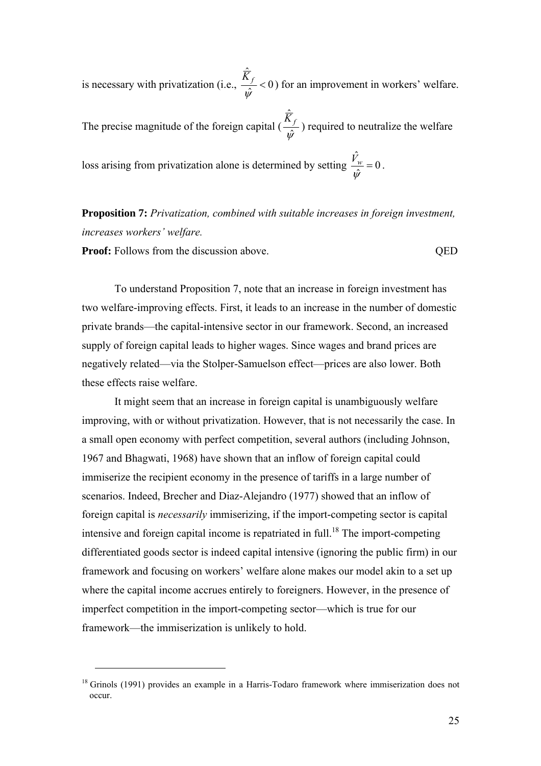is necessary with privatization (i.e., $\frac{\hat{\bar{K}}_f}{\hat{\psi}} < 0$) for an improvement in workers' welfare. The precise magnitude of the foreign capital ($\frac{\hat{\bar{K}}_f}{\hat{\psi}}$) required to neutralize the welfare loss arising from privatization alone is determined by setting $\frac{\hat{V}_w}{\hat{\psi}} = 0$.

**Proposition 7:** *Privatization, combined with suitable increases in foreign investment, increases workers' welfare.*

**Proof:** Follows from the discussion above. QED

To understand Proposition 7, note that an increase in foreign investment has two welfare-improving effects. First, it leads to an increase in the number of domestic private brands—the capital-intensive sector in our framework. Second, an increased supply of foreign capital leads to higher wages. Since wages and brand prices are negatively related—via the Stolper-Samuelson effect—prices are also lower. Both these effects raise welfare.

It might seem that an increase in foreign capital is unambiguously welfare improving, with or without privatization. However, that is not necessarily the case. In a small open economy with perfect competition, several authors (including Johnson, 1967 and Bhagwati, 1968) have shown that an inflow of foreign capital could immiserize the recipient economy in the presence of tariffs in a large number of scenarios. Indeed, Brecher and Diaz-Alejandro (1977) showed that an inflow of foreign capital is *necessarily* immiserizing, if the import-competing sector is capital intensive and foreign capital income is repatriated in full.[18] The import-competing differentiated goods sector is indeed capital intensive (ignoring the public firm) in our framework and focusing on workers' welfare alone makes our model akin to a set up where the capital income accrues entirely to foreigners. However, in the presence of imperfect competition in the import-competing sector—which is true for our framework—the immiserization is unlikely to hold.

---

[18] Grinols (1991) provides an example in a Harris-Todaro framework where immiserization does not occur.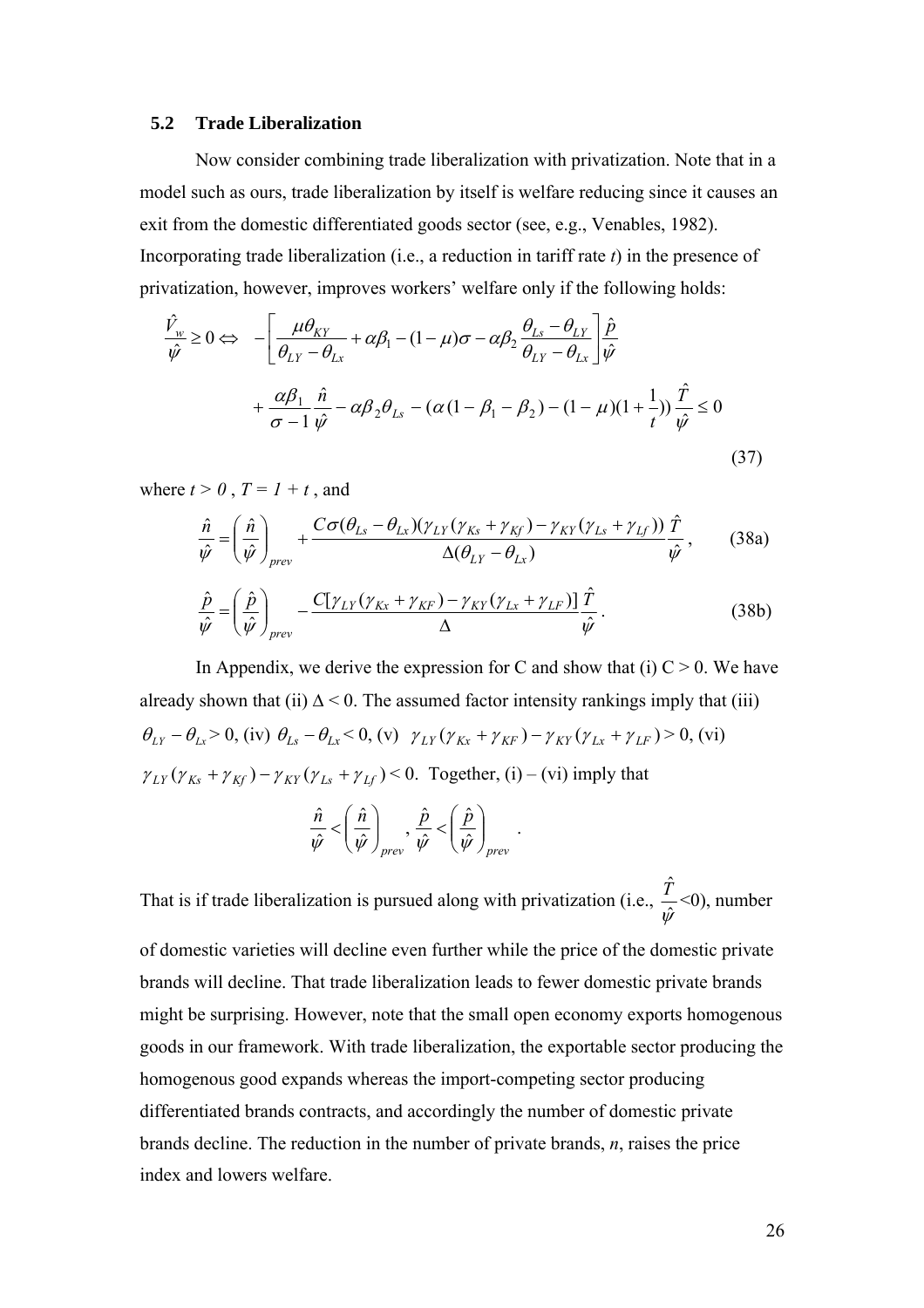### 5.2 Trade Liberalization

Now consider combining trade liberalization with privatization. Note that in a model such as ours, trade liberalization by itself is welfare reducing since it causes an exit from the domestic differentiated goods sector (see, e.g., Venables, 1982). Incorporating trade liberalization (i.e., a reduction in tariff rate *t*) in the presence of privatization, however, improves workers' welfare only if the following holds:

$$
\begin{aligned}
\frac{\hat{V}_w}{\hat{\psi}} \geq 0 \Leftrightarrow \; & -\left[\frac{\mu\theta_{KY}}{\theta_{LY}-\theta_{Lx}} + \alpha\beta_1 - (1-\mu)\sigma - \alpha\beta_2\frac{\theta_{Ls}-\theta_{LY}}{\theta_{LY}-\theta_{Lx}}\right]\frac{\hat{p}}{\hat{\psi}} \\
& + \frac{\alpha\beta_1}{\sigma-1}\frac{\hat{n}}{\hat{\psi}} - \alpha\beta_2\theta_{Ls} - (\alpha(1-\beta_1-\beta_2) - (1-\mu)(1+\frac{1}{t}))\frac{\hat{T}}{\hat{\psi}} \leq 0
\end{aligned}
\tag{37}
$$

where $t > 0$ , $T = 1 + t$ , and

$$
\frac{\hat{n}}{\hat{\psi}} = \left(\frac{\hat{n}}{\hat{\psi}}\right)_{prev} + \frac{C\sigma(\theta_{Ls}-\theta_{Lx})(\gamma_{LY}(\gamma_{Ks}+\gamma_{Kf}) - \gamma_{KY}(\gamma_{Ls}+\gamma_{Lf}))}{\Delta(\theta_{LY}-\theta_{Lx})}\frac{\hat{T}}{\hat{\psi}}, \tag{38a}
$$

$$
\frac{\hat{p}}{\hat{\psi}} = \left(\frac{\hat{p}}{\hat{\psi}}\right)_{prev} - \frac{C[\gamma_{LY}(\gamma_{Kx}+\gamma_{KF}) - \gamma_{KY}(\gamma_{Lx}+\gamma_{LF})]}{\Delta}\frac{\hat{T}}{\hat{\psi}}. \tag{38b}
$$

In Appendix, we derive the expression for C and show that (i) C > 0. We have already shown that (ii) $\Delta < 0$. The assumed factor intensity rankings imply that (iii) $\theta_{LY} - \theta_{Lx} > 0$, (iv) $\theta_{Ls} - \theta_{Lx} < 0$, (v) $\gamma_{LY}(\gamma_{Kx}+\gamma_{KF}) - \gamma_{KY}(\gamma_{Lx}+\gamma_{LF}) > 0$, (vi) $\gamma_{LY}(\gamma_{Ks}+\gamma_{Kf}) - \gamma_{KY}(\gamma_{Ls}+\gamma_{Lf}) < 0$. Together, (i) – (vi) imply that

$$
\frac{\hat{n}}{\hat{\psi}} < \left(\frac{\hat{n}}{\hat{\psi}}\right)_{prev}, \; \frac{\hat{p}}{\hat{\psi}} < \left(\frac{\hat{p}}{\hat{\psi}}\right)_{prev}.
$$

That is if trade liberalization is pursued along with privatization (i.e., $\frac{\hat{T}}{\hat{\psi}}<0$), number of domestic varieties will decline even further while the price of the domestic private brands will decline. That trade liberalization leads to fewer domestic private brands might be surprising. However, note that the small open economy exports homogenous goods in our framework. With trade liberalization, the exportable sector producing the homogenous good expands whereas the import-competing sector producing differentiated brands contracts, and accordingly the number of domestic private brands decline. The reduction in the number of private brands, *n*, raises the price index and lowers welfare.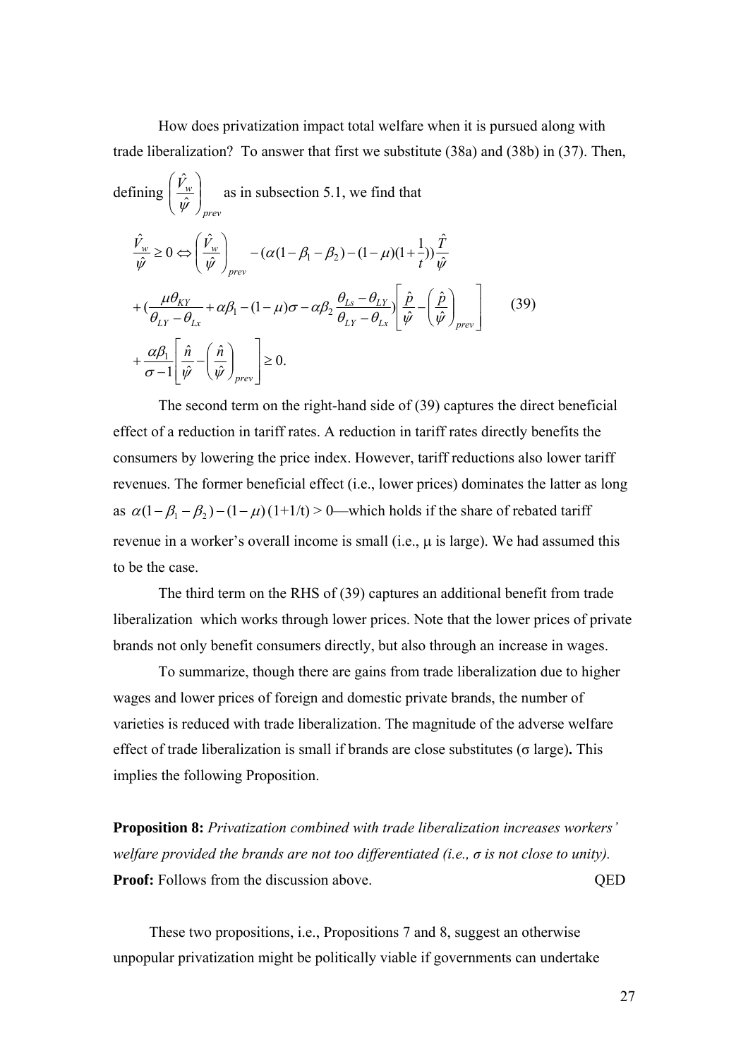How does privatization impact total welfare when it is pursued along with trade liberalization? To answer that first we substitute (38a) and (38b) in (37). Then, defining $\left(\frac{\hat{V}_w}{\hat{\psi}}\right)_{prev}$ as in subsection 5.1, we find that

$$
\begin{aligned}
\frac{\hat{V}_w}{\hat{\psi}} \geq 0 \Leftrightarrow & \left(\frac{\hat{V}_w}{\hat{\psi}}\right)_{prev} - (\alpha(1-\beta_1-\beta_2)-(1-\mu)(1+\frac{1}{t}))\frac{\hat{T}}{\hat{\psi}} \\
& + (\frac{\mu\theta_{KY}}{\theta_{LY}-\theta_{Lx}} + \alpha\beta_1 - (1-\mu)\sigma - \alpha\beta_2\frac{\theta_{Ls}-\theta_{LY}}{\theta_{LY}-\theta_{Lx}})\left[\frac{\hat{p}}{\hat{\psi}} - \left(\frac{\hat{p}}{\hat{\psi}}\right)_{prev}\right] \\
& + \frac{\alpha\beta_1}{\sigma-1}\left[\frac{\hat{n}}{\hat{\psi}} - \left(\frac{\hat{n}}{\hat{\psi}}\right)_{prev}\right] \geq 0.
\end{aligned}
\tag{39}
$$

The second term on the right-hand side of (39) captures the direct beneficial effect of a reduction in tariff rates. A reduction in tariff rates directly benefits the consumers by lowering the price index. However, tariff reductions also lower tariff revenues. The former beneficial effect (i.e., lower prices) dominates the latter as long as $\alpha(1-\beta_1-\beta_2)-(1-\mu)(1+1/t) > 0$—which holds if the share of rebated tariff revenue in a worker's overall income is small (i.e., $\mu$ is large). We had assumed this to be the case.

The third term on the RHS of (39) captures an additional benefit from trade liberalization which works through lower prices. Note that the lower prices of private brands not only benefit consumers directly, but also through an increase in wages.

To summarize, though there are gains from trade liberalization due to higher wages and lower prices of foreign and domestic private brands, the number of varieties is reduced with trade liberalization. The magnitude of the adverse welfare effect of trade liberalization is small if brands are close substitutes ($\sigma$ large). This implies the following Proposition.

**Proposition 8:** *Privatization combined with trade liberalization increases workers' welfare provided the brands are not too differentiated (i.e., $\sigma$ is not close to unity).*
**Proof:** Follows from the discussion above. QED

These two propositions, i.e., Propositions 7 and 8, suggest an otherwise unpopular privatization might be politically viable if governments can undertake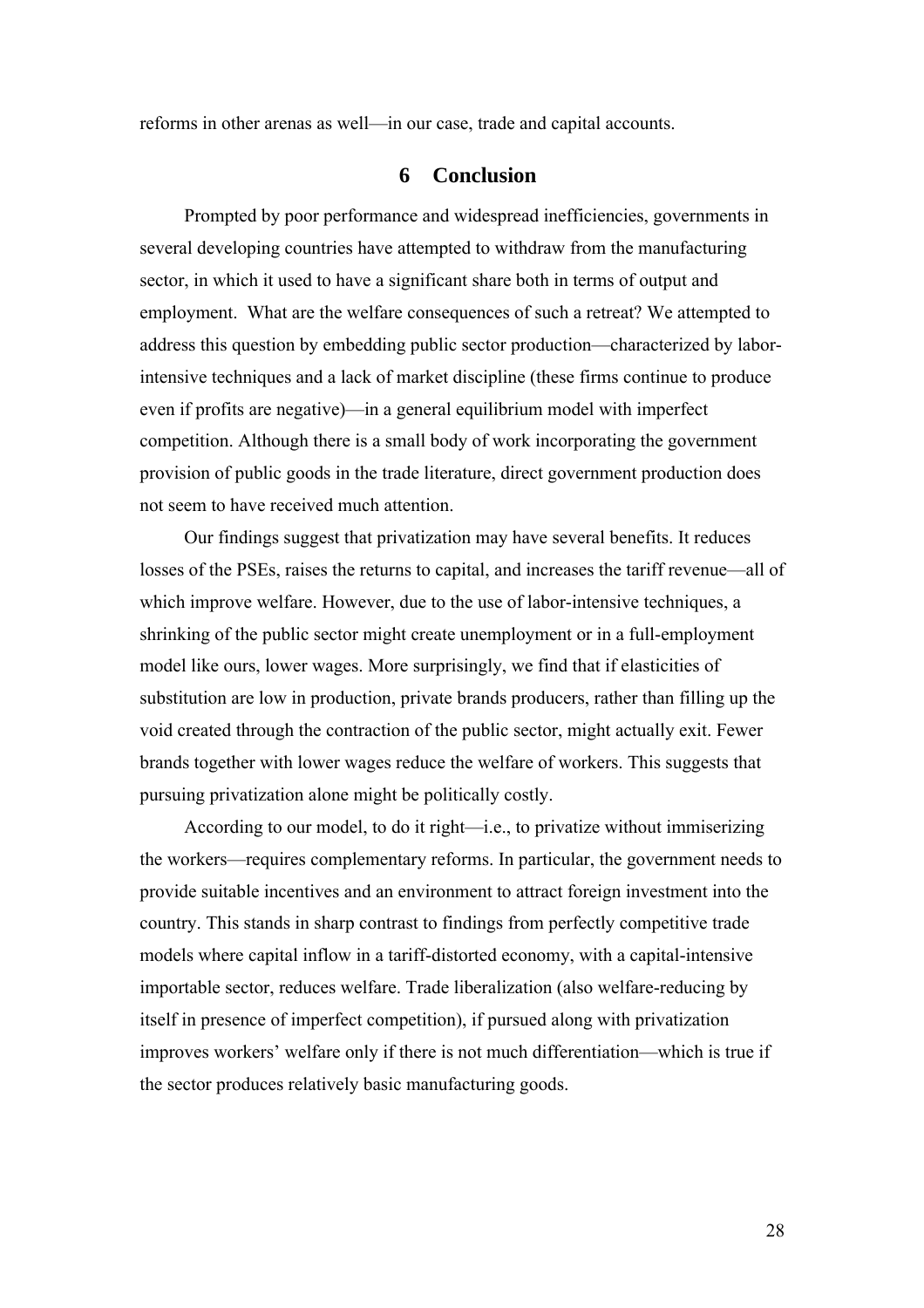reforms in other arenas as well—in our case, trade and capital accounts.

## 6 Conclusion

Prompted by poor performance and widespread inefficiencies, governments in several developing countries have attempted to withdraw from the manufacturing sector, in which it used to have a significant share both in terms of output and employment. What are the welfare consequences of such a retreat? We attempted to address this question by embedding public sector production—characterized by labor-intensive techniques and a lack of market discipline (these firms continue to produce even if profits are negative)—in a general equilibrium model with imperfect competition. Although there is a small body of work incorporating the government provision of public goods in the trade literature, direct government production does not seem to have received much attention.

Our findings suggest that privatization may have several benefits. It reduces losses of the PSEs, raises the returns to capital, and increases the tariff revenue—all of which improve welfare. However, due to the use of labor-intensive techniques, a shrinking of the public sector might create unemployment or in a full-employment model like ours, lower wages. More surprisingly, we find that if elasticities of substitution are low in production, private brands producers, rather than filling up the void created through the contraction of the public sector, might actually exit. Fewer brands together with lower wages reduce the welfare of workers. This suggests that pursuing privatization alone might be politically costly.

According to our model, to do it right—i.e., to privatize without immiserizing the workers—requires complementary reforms. In particular, the government needs to provide suitable incentives and an environment to attract foreign investment into the country. This stands in sharp contrast to findings from perfectly competitive trade models where capital inflow in a tariff-distorted economy, with a capital-intensive importable sector, reduces welfare. Trade liberalization (also welfare-reducing by itself in presence of imperfect competition), if pursued along with privatization improves workers' welfare only if there is not much differentiation—which is true if the sector produces relatively basic manufacturing goods.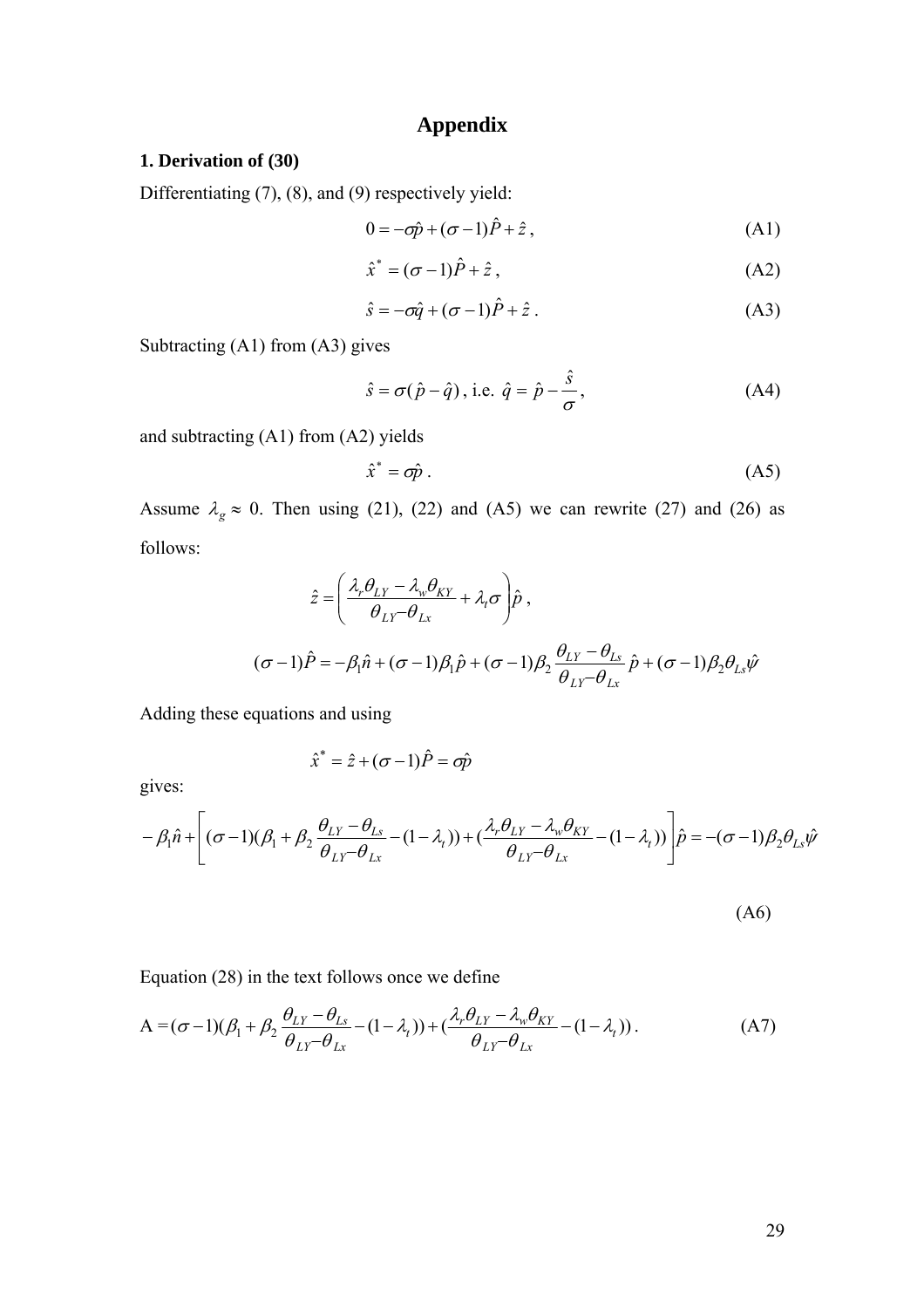# Appendix

**1. Derivation of (30)**

Differentiating (7), (8), and (9) respectively yield:

$$0 = -\sigma\hat{p} + (\sigma - 1)\hat{P} + \hat{z}\,, \tag{A1}$$

$$\hat{x}^* = (\sigma - 1)\hat{P} + \hat{z}\,, \tag{A2}$$

$$\hat{s} = -\sigma\hat{q} + (\sigma - 1)\hat{P} + \hat{z}\,. \tag{A3}$$

Subtracting (A1) from (A3) gives

$$\hat{s} = \sigma(\hat{p} - \hat{q})\,,\ \text{i.e.}\ \hat{q} = \hat{p} - \frac{\hat{s}}{\sigma}\,, \tag{A4}$$

and subtracting (A1) from (A2) yields

$$\hat{x}^* = \sigma\hat{p}\,. \tag{A5}$$

Assume $\lambda_g \approx 0$. Then using (21), (22) and (A5) we can rewrite (27) and (26) as follows:

$$\hat{z} = \left( \frac{\lambda_r\theta_{LY} - \lambda_w\theta_{KY}}{\theta_{LY} - \theta_{Lx}} + \lambda_t\sigma \right)\hat{p}\,,$$

$$(\sigma - 1)\hat{P} = -\beta_1\hat{n} + (\sigma - 1)\beta_1\hat{p} + (\sigma - 1)\beta_2\frac{\theta_{LY} - \theta_{Ls}}{\theta_{LY} - \theta_{Lx}}\hat{p} + (\sigma - 1)\beta_2\theta_{Ls}\hat{\psi}$$

Adding these equations and using

$$\hat{x}^* = \hat{z} + (\sigma - 1)\hat{P} = \sigma\hat{p}$$

gives:

$$-\beta_1\hat{n} + \left[ (\sigma - 1)(\beta_1 + \beta_2\frac{\theta_{LY} - \theta_{Ls}}{\theta_{LY} - \theta_{Lx}} - (1 - \lambda_t)) + (\frac{\lambda_r\theta_{LY} - \lambda_w\theta_{KY}}{\theta_{LY} - \theta_{Lx}} - (1 - \lambda_t)) \right]\hat{p} = -(\sigma - 1)\beta_2\theta_{Ls}\hat{\psi}$$

$$\tag{A6}$$

Equation (28) in the text follows once we define

$$\text{A} = (\sigma - 1)(\beta_1 + \beta_2\frac{\theta_{LY} - \theta_{Ls}}{\theta_{LY} - \theta_{Lx}} - (1 - \lambda_t)) + (\frac{\lambda_r\theta_{LY} - \lambda_w\theta_{KY}}{\theta_{LY} - \theta_{Lx}} - (1 - \lambda_t))\,. \tag{A7}$$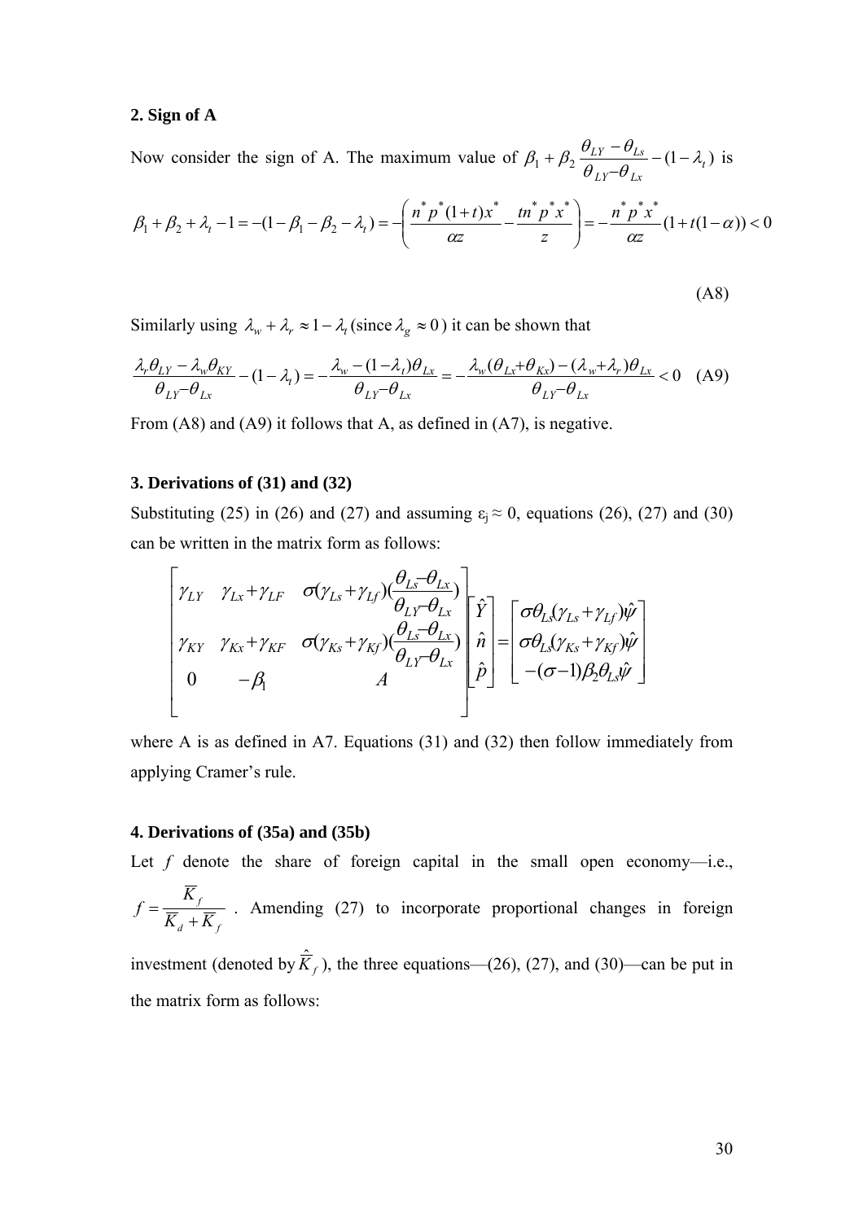**2. Sign of A**

Now consider the sign of A. The maximum value of $\beta_1 + \beta_2 \dfrac{\theta_{LY} - \theta_{Ls}}{\theta_{LY} - \theta_{Lx}} - (1-\lambda_t)$ is

$$\beta_1 + \beta_2 + \lambda_t - 1 = -(1 - \beta_1 - \beta_2 - \lambda_t) = -\left(\frac{n^* p^* (1+t) x^*}{\alpha z} - \frac{t n^* p^* x^*}{z}\right) = -\frac{n^* p^* x^*}{\alpha z}(1 + t(1-\alpha)) < 0$$

(A8)

Similarly using $\lambda_w + \lambda_r \approx 1 - \lambda_t$ (since $\lambda_g \approx 0$) it can be shown that

$$\frac{\lambda_r \theta_{LY} - \lambda_w \theta_{KY}}{\theta_{LY} - \theta_{Lx}} - (1-\lambda_t) = -\frac{\lambda_w - (1-\lambda_t)\theta_{Lx}}{\theta_{LY} - \theta_{Lx}} = -\frac{\lambda_w(\theta_{Lx} + \theta_{Kx}) - (\lambda_w + \lambda_r)\theta_{Lx}}{\theta_{LY} - \theta_{Lx}} < 0 \quad \text{(A9)}$$

From (A8) and (A9) it follows that A, as defined in (A7), is negative.

**3. Derivations of (31) and (32)**

Substituting (25) in (26) and (27) and assuming $\varepsilon_j \approx 0$, equations (26), (27) and (30) can be written in the matrix form as follows:

$$\begin{bmatrix} \gamma_{LY} & \gamma_{Lx} + \gamma_{LF} & \sigma(\gamma_{Ls} + \gamma_{Lf})\left(\dfrac{\theta_{Ls} - \theta_{Lx}}{\theta_{LY} - \theta_{Lx}}\right) \\ \gamma_{KY} & \gamma_{Kx} + \gamma_{KF} & \sigma(\gamma_{Ks} + \gamma_{Kf})\left(\dfrac{\theta_{Ls} - \theta_{Lx}}{\theta_{LY} - \theta_{Lx}}\right) \\ 0 & -\beta_1 & A \end{bmatrix} \begin{bmatrix} \hat{Y} \\ \hat{n} \\ \hat{p} \end{bmatrix} = \begin{bmatrix} \sigma\theta_{Ls}(\gamma_{Ls} + \gamma_{Lf})\hat{\psi} \\ \sigma\theta_{Ls}(\gamma_{Ks} + \gamma_{Kf})\hat{\psi} \\ -(\sigma - 1)\beta_2\theta_{Ls}\hat{\psi} \end{bmatrix}$$

where A is as defined in A7. Equations (31) and (32) then follow immediately from applying Cramer's rule.

**4. Derivations of (35a) and (35b)**

Let $f$ denote the share of foreign capital in the small open economy—i.e., $f = \dfrac{\overline{K}_f}{\overline{K}_d + \overline{K}_f}$. Amending (27) to incorporate proportional changes in foreign investment (denoted by $\hat{\overline{K}}_f$), the three equations—(26), (27), and (30)—can be put in the matrix form as follows: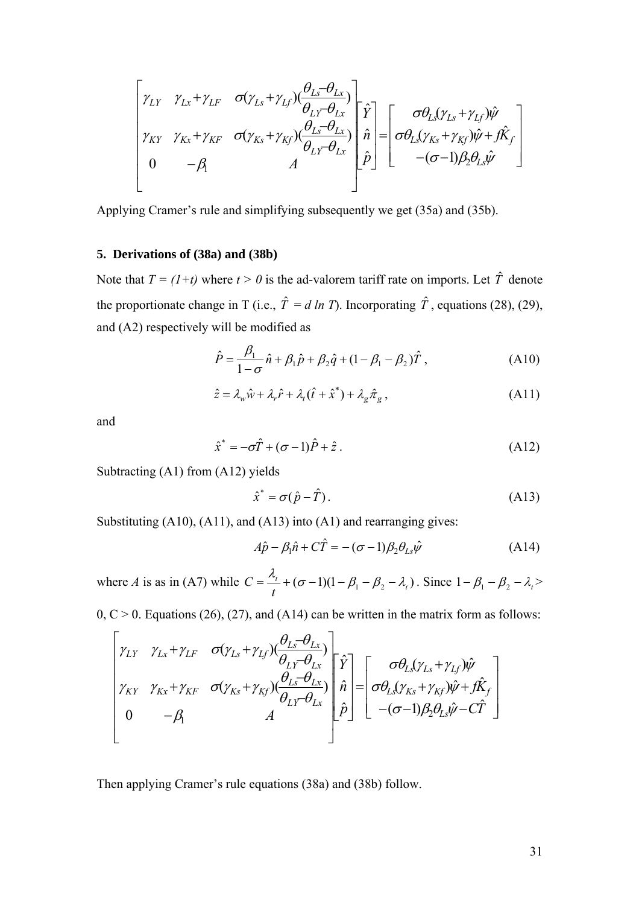$$
\begin{bmatrix}
\gamma_{LY} & \gamma_{Lx}+\gamma_{LF} & \sigma(\gamma_{Ls}+\gamma_{Lf})(\dfrac{\theta_{Ls}-\theta_{Lx}}{\theta_{LY}-\theta_{Lx}}) \\
\gamma_{KY} & \gamma_{Kx}+\gamma_{KF} & \sigma(\gamma_{Ks}+\gamma_{Kf})(\dfrac{\theta_{Ls}-\theta_{Lx}}{\theta_{LY}-\theta_{Lx}}) \\
0 & -\beta_1 & A
\end{bmatrix}
\begin{bmatrix} \hat{Y} \\ \hat{n} \\ \hat{p} \end{bmatrix}
=
\begin{bmatrix}
\sigma\theta_{Ls}(\gamma_{Ls}+\gamma_{Lf})\hat{\psi} \\
\sigma\theta_{Ls}(\gamma_{Ks}+\gamma_{Kf})\hat{\psi}+f\hat{K}_f \\
-(\sigma-1)\beta_2\theta_{Ls}\hat{\psi}
\end{bmatrix}
$$

Applying Cramer's rule and simplifying subsequently we get (35a) and (35b).

## 5. Derivations of (38a) and (38b)

Note that $T = (1+t)$ where $t > 0$ is the ad-valorem tariff rate on imports. Let $\hat{T}$ denote the proportionate change in T (i.e., $\hat{T} = d \ln T$). Incorporating $\hat{T}$, equations (28), (29), and (A2) respectively will be modified as

$$
\hat{P} = \frac{\beta_1}{1-\sigma}\hat{n} + \beta_1\hat{p} + \beta_2\hat{q} + (1-\beta_1-\beta_2)\hat{T}, \tag{A10}
$$

$$
\hat{z} = \lambda_w\hat{w} + \lambda_r\hat{r} + \lambda_t(\hat{t}+\hat{x}^*) + \lambda_g\hat{\pi}_g, \tag{A11}
$$

and

$$
\hat{x}^* = -\sigma\hat{T} + (\sigma-1)\hat{P} + \hat{z}. \tag{A12}
$$

Subtracting (A1) from (A12) yields

$$
\hat{x}^* = \sigma(\hat{p} - \hat{T}). \tag{A13}
$$

Substituting (A10), (A11), and (A13) into (A1) and rearranging gives:

$$
A\hat{p} - \beta_1\hat{n} + C\hat{T} = -(\sigma-1)\beta_2\theta_{Ls}\hat{\psi} \tag{A14}
$$

where $A$ is as in (A7) while $C = \dfrac{\lambda_t}{t} + (\sigma-1)(1-\beta_1-\beta_2-\lambda_t)$. Since $1-\beta_1-\beta_2-\lambda_t >$ 0, C > 0. Equations (26), (27), and (A14) can be written in the matrix form as follows:

$$
\begin{bmatrix}
\gamma_{LY} & \gamma_{Lx}+\gamma_{LF} & \sigma(\gamma_{Ls}+\gamma_{Lf})(\dfrac{\theta_{Ls}-\theta_{Lx}}{\theta_{LY}-\theta_{Lx}}) \\
\gamma_{KY} & \gamma_{Kx}+\gamma_{KF} & \sigma(\gamma_{Ks}+\gamma_{Kf})(\dfrac{\theta_{Ls}-\theta_{Lx}}{\theta_{LY}-\theta_{Lx}}) \\
0 & -\beta_1 & A
\end{bmatrix}
\begin{bmatrix} \hat{Y} \\ \hat{n} \\ \hat{p} \end{bmatrix}
=
\begin{bmatrix}
\sigma\theta_{Ls}(\gamma_{Ls}+\gamma_{Lf})\hat{\psi} \\
\sigma\theta_{Ls}(\gamma_{Ks}+\gamma_{Kf})\hat{\psi}+f\hat{K}_f \\
-(\sigma-1)\beta_2\theta_{Ls}\hat{\psi}-C\hat{T}
\end{bmatrix}
$$

Then applying Cramer's rule equations (38a) and (38b) follow.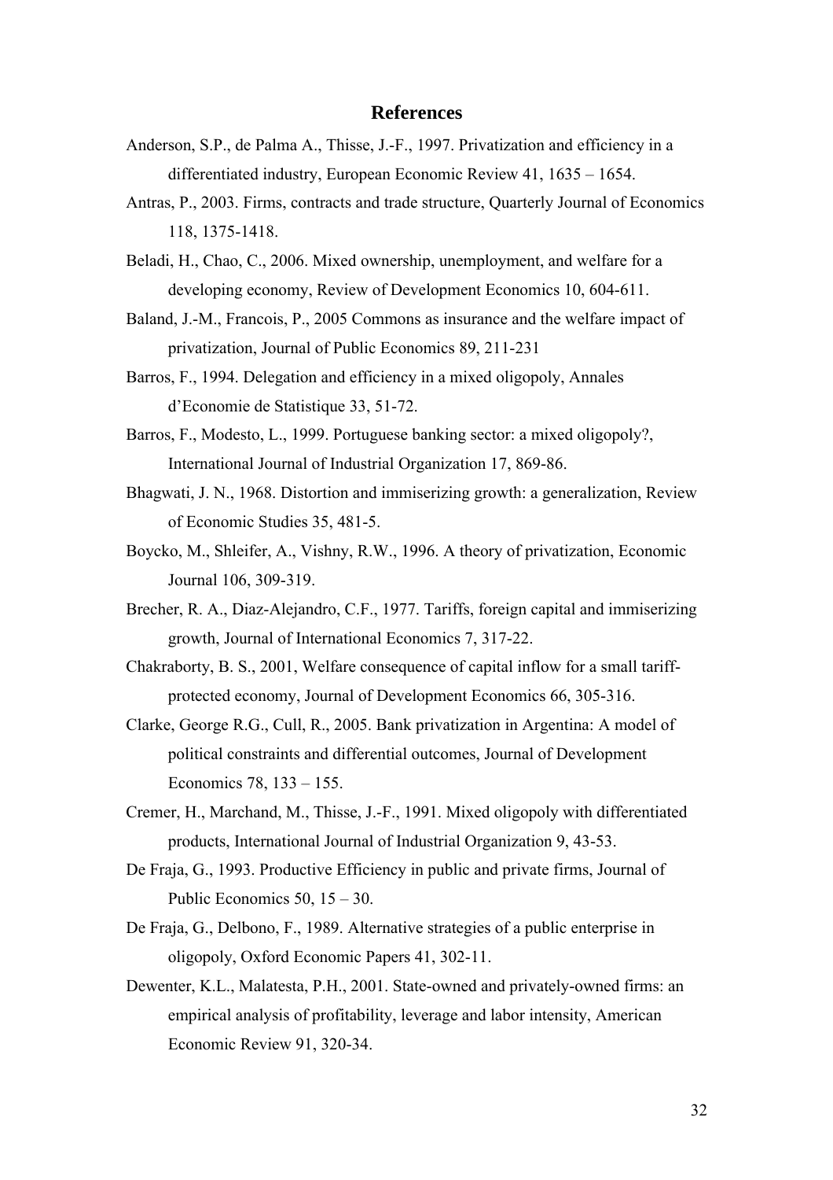## References

Anderson, S.P., de Palma A., Thisse, J.-F., 1997. Privatization and efficiency in a differentiated industry, European Economic Review 41, 1635 – 1654.

Antras, P., 2003. Firms, contracts and trade structure, Quarterly Journal of Economics 118, 1375-1418.

Beladi, H., Chao, C., 2006. Mixed ownership, unemployment, and welfare for a developing economy, Review of Development Economics 10, 604-611.

Baland, J.-M., Francois, P., 2005 Commons as insurance and the welfare impact of privatization, Journal of Public Economics 89, 211-231

Barros, F., 1994. Delegation and efficiency in a mixed oligopoly, Annales d'Economie de Statistique 33, 51-72.

Barros, F., Modesto, L., 1999. Portuguese banking sector: a mixed oligopoly?, International Journal of Industrial Organization 17, 869-86.

Bhagwati, J. N., 1968. Distortion and immiserizing growth: a generalization, Review of Economic Studies 35, 481-5.

Boycko, M., Shleifer, A., Vishny, R.W., 1996. A theory of privatization, Economic Journal 106, 309-319.

Brecher, R. A., Diaz-Alejandro, C.F., 1977. Tariffs, foreign capital and immiserizing growth, Journal of International Economics 7, 317-22.

Chakraborty, B. S., 2001, Welfare consequence of capital inflow for a small tariff-protected economy, Journal of Development Economics 66, 305-316.

Clarke, George R.G., Cull, R., 2005. Bank privatization in Argentina: A model of political constraints and differential outcomes, Journal of Development Economics 78, 133 – 155.

Cremer, H., Marchand, M., Thisse, J.-F., 1991. Mixed oligopoly with differentiated products, International Journal of Industrial Organization 9, 43-53.

De Fraja, G., 1993. Productive Efficiency in public and private firms, Journal of Public Economics 50, 15 – 30.

De Fraja, G., Delbono, F., 1989. Alternative strategies of a public enterprise in oligopoly, Oxford Economic Papers 41, 302-11.

Dewenter, K.L., Malatesta, P.H., 2001. State-owned and privately-owned firms: an empirical analysis of profitability, leverage and labor intensity, American Economic Review 91, 320-34.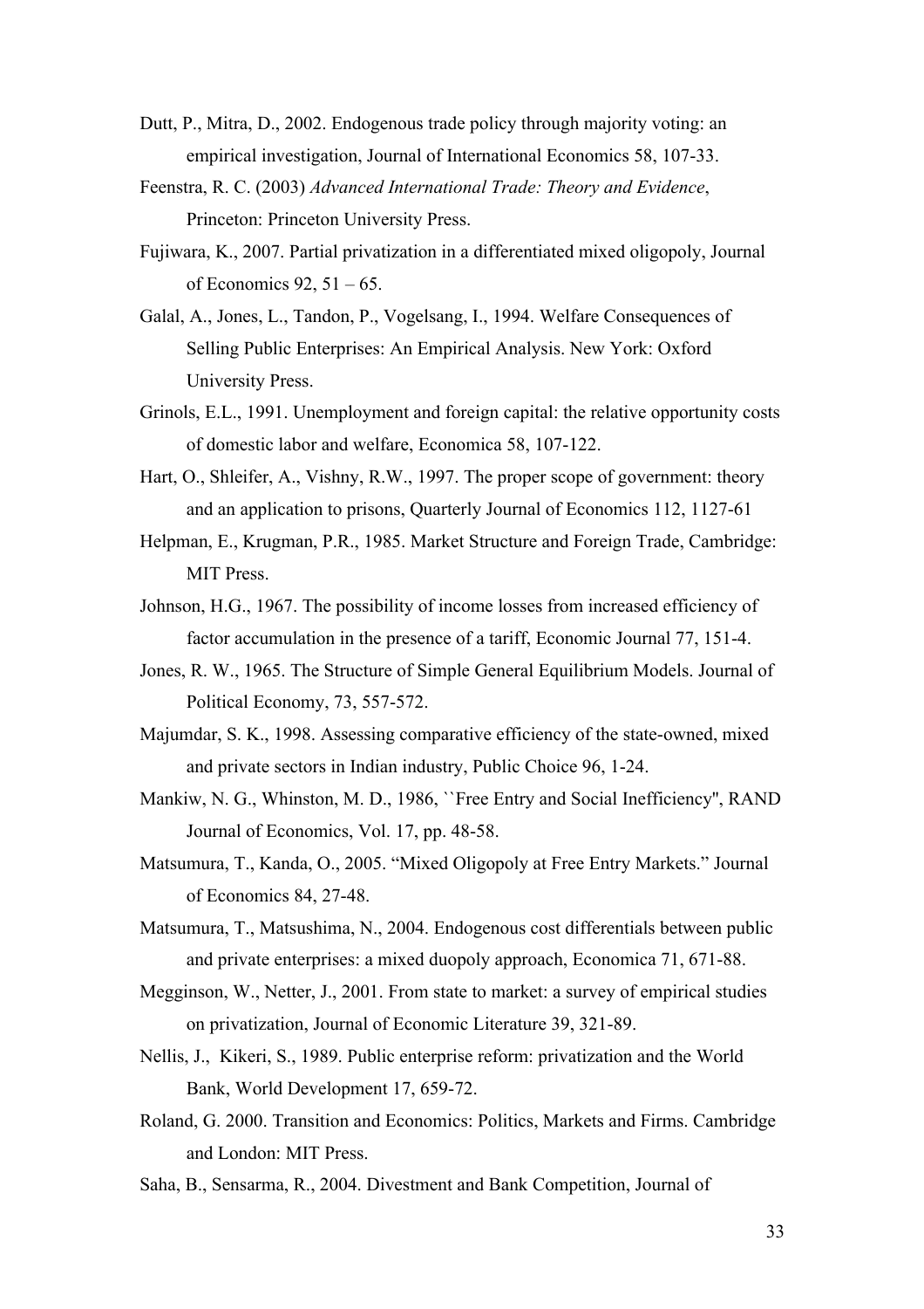Dutt, P., Mitra, D., 2002. Endogenous trade policy through majority voting: an empirical investigation, Journal of International Economics 58, 107-33.

Feenstra, R. C. (2003) *Advanced International Trade: Theory and Evidence*, Princeton: Princeton University Press.

Fujiwara, K., 2007. Partial privatization in a differentiated mixed oligopoly, Journal of Economics 92, 51 – 65.

Galal, A., Jones, L., Tandon, P., Vogelsang, I., 1994. Welfare Consequences of Selling Public Enterprises: An Empirical Analysis. New York: Oxford University Press.

Grinols, E.L., 1991. Unemployment and foreign capital: the relative opportunity costs of domestic labor and welfare, Economica 58, 107-122.

Hart, O., Shleifer, A., Vishny, R.W., 1997. The proper scope of government: theory and an application to prisons, Quarterly Journal of Economics 112, 1127-61

Helpman, E., Krugman, P.R., 1985. Market Structure and Foreign Trade, Cambridge: MIT Press.

Johnson, H.G., 1967. The possibility of income losses from increased efficiency of factor accumulation in the presence of a tariff, Economic Journal 77, 151-4.

Jones, R. W., 1965. The Structure of Simple General Equilibrium Models. Journal of Political Economy, 73, 557-572.

Majumdar, S. K., 1998. Assessing comparative efficiency of the state-owned, mixed and private sectors in Indian industry, Public Choice 96, 1-24.

Mankiw, N. G., Whinston, M. D., 1986, ``Free Entry and Social Inefficiency'', RAND Journal of Economics, Vol. 17, pp. 48-58.

Matsumura, T., Kanda, O., 2005. "Mixed Oligopoly at Free Entry Markets." Journal of Economics 84, 27-48.

Matsumura, T., Matsushima, N., 2004. Endogenous cost differentials between public and private enterprises: a mixed duopoly approach, Economica 71, 671-88.

Megginson, W., Netter, J., 2001. From state to market: a survey of empirical studies on privatization, Journal of Economic Literature 39, 321-89.

Nellis, J., Kikeri, S., 1989. Public enterprise reform: privatization and the World Bank, World Development 17, 659-72.

Roland, G. 2000. Transition and Economics: Politics, Markets and Firms. Cambridge and London: MIT Press.

Saha, B., Sensarma, R., 2004. Divestment and Bank Competition, Journal of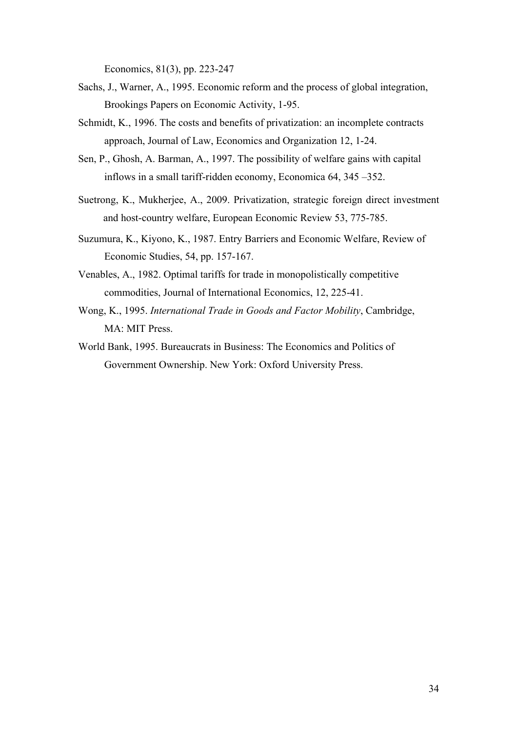Economics, 81(3), pp. 223-247

Sachs, J., Warner, A., 1995. Economic reform and the process of global integration, Brookings Papers on Economic Activity, 1-95.

Schmidt, K., 1996. The costs and benefits of privatization: an incomplete contracts approach, Journal of Law, Economics and Organization 12, 1-24.

Sen, P., Ghosh, A. Barman, A., 1997. The possibility of welfare gains with capital inflows in a small tariff-ridden economy, Economica 64, 345 –352.

Suetrong, K., Mukherjee, A., 2009. Privatization, strategic foreign direct investment and host-country welfare, European Economic Review 53, 775-785.

Suzumura, K., Kiyono, K., 1987. Entry Barriers and Economic Welfare, Review of Economic Studies, 54, pp. 157-167.

Venables, A., 1982. Optimal tariffs for trade in monopolistically competitive commodities, Journal of International Economics, 12, 225-41.

Wong, K., 1995. *International Trade in Goods and Factor Mobility*, Cambridge, MA: MIT Press.

World Bank, 1995. Bureaucrats in Business: The Economics and Politics of Government Ownership. New York: Oxford University Press.